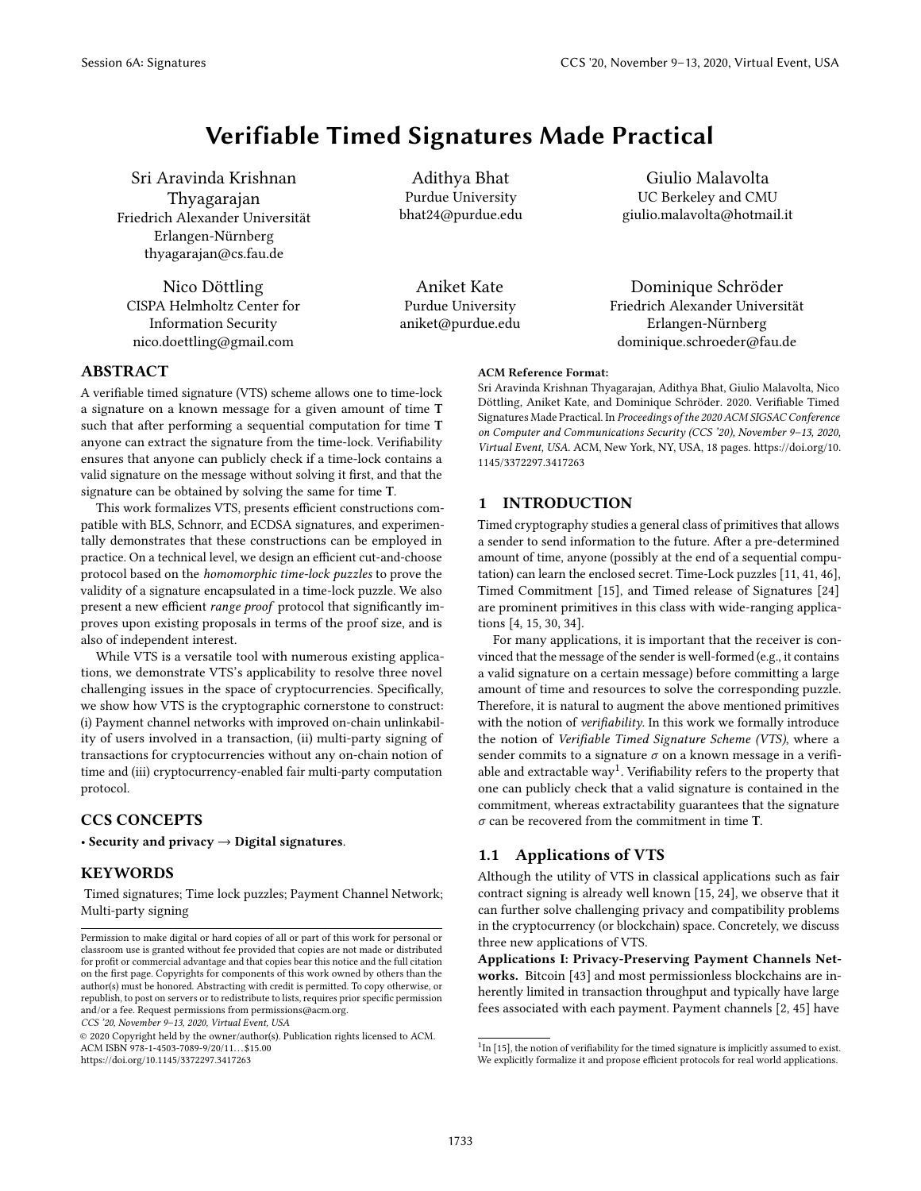# Verifiable Timed Signatures Made Practical

Sri Aravinda Krishnan Thyagarajan
Friedrich Alexander Universität Erlangen-Nürnberg
thyagarajan@cs.fau.de

Adithya Bhat
Purdue University
bhat24@purdue.edu

Giulio Malavolta
UC Berkeley and CMU
giulio.malavolta@hotmail.it

Nico Döttling
CISPA Helmholtz Center for Information Security
nico.doettling@gmail.com

Aniket Kate
Purdue University
aniket@purdue.edu

Dominique Schröder
Friedrich Alexander Universität Erlangen-Nürnberg
dominique.schroeder@fau.de

## ABSTRACT

A verifiable timed signature (VTS) scheme allows one to time-lock a signature on a known message for a given amount of time **T** such that after performing a sequential computation for time **T** anyone can extract the signature from the time-lock. Verifiability ensures that anyone can publicly check if a time-lock contains a valid signature on the message without solving it first, and that the signature can be obtained by solving the same for time **T**.

This work formalizes VTS, presents efficient constructions compatible with BLS, Schnorr, and ECDSA signatures, and experimentally demonstrates that these constructions can be employed in practice. On a technical level, we design an efficient cut-and-choose protocol based on the *homomorphic time-lock puzzles* to prove the validity of a signature encapsulated in a time-lock puzzle. We also present a new efficient *range proof* protocol that significantly improves upon existing proposals in terms of the proof size, and is also of independent interest.

While VTS is a versatile tool with numerous existing applications, we demonstrate VTS's applicability to resolve three novel challenging issues in the space of cryptocurrencies. Specifically, we show how VTS is the cryptographic cornerstone to construct: (i) Payment channel networks with improved on-chain unlinkability of users involved in a transaction, (ii) multi-party signing of transactions for cryptocurrencies without any on-chain notion of time and (iii) cryptocurrency-enabled fair multi-party computation protocol.

## CCS CONCEPTS

• **Security and privacy** → **Digital signatures**.

## KEYWORDS

Timed signatures; Time lock puzzles; Payment Channel Network; Multi-party signing

Permission to make digital or hard copies of all or part of this work for personal or classroom use is granted without fee provided that copies are not made or distributed for profit or commercial advantage and that copies bear this notice and the full citation on the first page. Copyrights for components of this work owned by others than the author(s) must be honored. Abstracting with credit is permitted. To copy otherwise, or republish, to post on servers or to redistribute to lists, requires prior specific permission and/or a fee. Request permissions from permissions@acm.org.
*CCS '20, November 9–13, 2020, Virtual Event, USA*
© 2020 Copyright held by the owner/author(s). Publication rights licensed to ACM.
ACM ISBN 978-1-4503-7089-9/20/11…$15.00
https://doi.org/10.1145/3372297.3417263

**ACM Reference Format:**
Sri Aravinda Krishnan Thyagarajan, Adithya Bhat, Giulio Malavolta, Nico Döttling, Aniket Kate, and Dominique Schröder. 2020. Verifiable Timed Signatures Made Practical. In *Proceedings of the 2020 ACM SIGSAC Conference on Computer and Communications Security (CCS '20), November 9–13, 2020, Virtual Event, USA.* ACM, New York, NY, USA, 18 pages. https://doi.org/10.1145/3372297.3417263

## 1 INTRODUCTION

Timed cryptography studies a general class of primitives that allows a sender to send information to the future. After a pre-determined amount of time, anyone (possibly at the end of a sequential computation) can learn the enclosed secret. Time-Lock puzzles [11, 41, 46], Timed Commitment [15], and Timed release of Signatures [24] are prominent primitives in this class with wide-ranging applications [4, 15, 30, 34].

For many applications, it is important that the receiver is convinced that the message of the sender is well-formed (e.g., it contains a valid signature on a certain message) before committing a large amount of time and resources to solve the corresponding puzzle. Therefore, it is natural to augment the above mentioned primitives with the notion of *verifiability.* In this work we formally introduce the notion of *Verifiable Timed Signature Scheme (VTS)*, where a sender commits to a signature $\sigma$ on a known message in a verifiable and extractable way[1]. Verifiability refers to the property that one can publicly check that a valid signature is contained in the commitment, whereas extractability guarantees that the signature $\sigma$ can be recovered from the commitment in time **T**.

### 1.1 Applications of VTS

Although the utility of VTS in classical applications such as fair contract signing is already well known [15, 24], we observe that it can further solve challenging privacy and compatibility problems in the cryptocurrency (or blockchain) space. Concretely, we discuss three new applications of VTS.

**Applications I: Privacy-Preserving Payment Channels Networks.** Bitcoin [43] and most permissionless blockchains are inherently limited in transaction throughput and typically have large fees associated with each payment. Payment channels [2, 45] have

[1] In [15], the notion of verifiability for the timed signature is implicitly assumed to exist. We explicitly formalize it and propose efficient protocols for real world applications.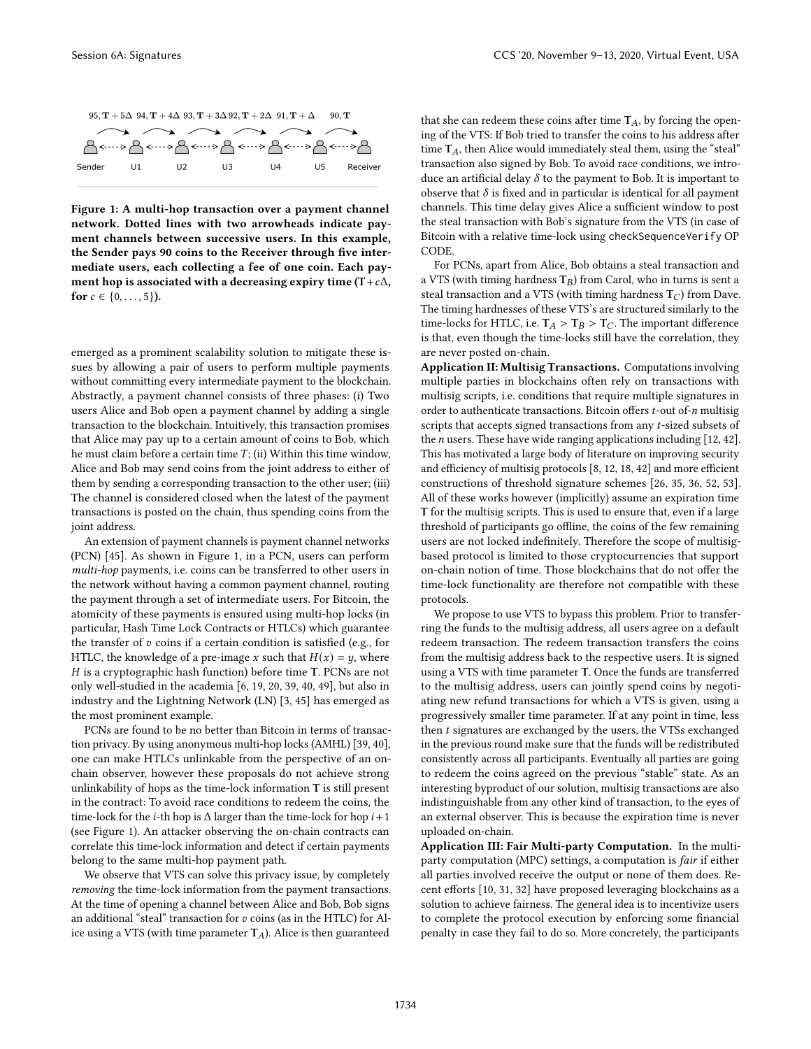Figure 1: A multi-hop transaction over a payment channel network. Dotted lines with two arrowheads indicate payment channels between successive users. In this example, the Sender pays 90 coins to the Receiver through five intermediate users, each collecting a fee of one coin. Each payment hop is associated with a decreasing expiry time ($\mathbf{T}+c\Delta$, for $c \in \{0,\ldots,5\}$).

emerged as a prominent scalability solution to mitigate these issues by allowing a pair of users to perform multiple payments without committing every intermediate payment to the blockchain. Abstractly, a payment channel consists of three phases: (i) Two users Alice and Bob open a payment channel by adding a single transaction to the blockchain. Intuitively, this transaction promises that Alice may pay up to a certain amount of coins to Bob, which he must claim before a certain time $T$; (ii) Within this time window, Alice and Bob may send coins from the joint address to either of them by sending a corresponding transaction to the other user; (iii) The channel is considered closed when the latest of the payment transactions is posted on the chain, thus spending coins from the joint address.

An extension of payment channels is payment channel networks (PCN) [45]. As shown in Figure 1, in a PCN, users can perform *multi-hop* payments, i.e. coins can be transferred to other users in the network without having a common payment channel, routing the payment through a set of intermediate users. For Bitcoin, the atomicity of these payments is ensured using multi-hop locks (in particular, Hash Time Lock Contracts or HTLCs) which guarantee the transfer of $v$ coins if a certain condition is satisfied (e.g., for HTLC, the knowledge of a pre-image $x$ such that $H(x) = y$, where $H$ is a cryptographic hash function) before time $\mathbf{T}$. PCNs are not only well-studied in the academia [6, 19, 20, 39, 40, 49], but also in industry and the Lightning Network (LN) [3, 45] has emerged as the most prominent example.

PCNs are found to be no better than Bitcoin in terms of transaction privacy. By using anonymous multi-hop locks (AMHL) [39, 40], one can make HTLCs unlinkable from the perspective of an on-chain observer, however these proposals do not achieve strong unlinkability of hops as the time-lock information $\mathbf{T}$ is still present in the contract: To avoid race conditions to redeem the coins, the time-lock for the $i$-th hop is $\Delta$ larger than the time-lock for hop $i+1$ (see Figure 1). An attacker observing the on-chain contracts can correlate this time-lock information and detect if certain payments belong to the same multi-hop payment path.

We observe that VTS can solve this privacy issue, by completely *removing* the time-lock information from the payment transactions. At the time of opening a channel between Alice and Bob, Bob signs an additional "steal" transaction for $v$ coins (as in the HTLC) for Alice using a VTS (with time parameter $\mathbf{T}_A$). Alice is then guaranteed that she can redeem these coins after time $\mathbf{T}_A$, by forcing the opening of the VTS: If Bob tried to transfer the coins to his address after time $\mathbf{T}_A$, then Alice would immediately steal them, using the "steal" transaction also signed by Bob. To avoid race conditions, we introduce an artificial delay $\delta$ to the payment to Bob. It is important to observe that $\delta$ is fixed and in particular is identical for all payment channels. This time delay gives Alice a sufficient window to post the steal transaction with Bob's signature from the VTS (in case of Bitcoin with a relative time-lock using checkSequenceVerify OP CODE.

For PCNs, apart from Alice, Bob obtains a steal transaction and a VTS (with timing hardness $\mathbf{T}_B$) from Carol, who in turns is sent a steal transaction and a VTS (with timing hardness $\mathbf{T}_C$) from Dave. The timing hardnesses of these VTS's are structured similarly to the time-locks for HTLC, i.e. $\mathbf{T}_A > \mathbf{T}_B > \mathbf{T}_C$. The important difference is that, even though the time-locks still have the correlation, they are never posted on-chain.

**Application II: Multisig Transactions.** Computations involving multiple parties in blockchains often rely on transactions with multisig scripts, i.e. conditions that require multiple signatures in order to authenticate transactions. Bitcoin offers $t$-out of-$n$ multisig scripts that accepts signed transactions from any $t$-sized subsets of the $n$ users. These have wide ranging applications including [12, 42]. This has motivated a large body of literature on improving security and efficiency of multisig protocols [8, 12, 18, 42] and more efficient constructions of threshold signature schemes [26, 35, 36, 52, 53]. All of these works however (implicitly) assume an expiration time $\mathbf{T}$ for the multisig scripts. This is used to ensure that, even if a large threshold of participants go offline, the coins of the few remaining users are not locked indefinitely. Therefore the scope of multisig-based protocol is limited to those cryptocurrencies that support on-chain notion of time. Those blockchains that do not offer the time-lock functionality are therefore not compatible with these protocols.

We propose to use VTS to bypass this problem. Prior to transferring the funds to the multisig address, all users agree on a default redeem transaction. The redeem transaction transfers the coins from the multisig address back to the respective users. It is signed using a VTS with time parameter $\mathbf{T}$. Once the funds are transferred to the multisig address, users can jointly spend coins by negotiating new refund transactions for which a VTS is given, using a progressively smaller time parameter. If at any point in time, less then $t$ signatures are exchanged by the users, the VTSs exchanged in the previous round make sure that the funds will be redistributed consistently across all participants. Eventually all parties are going to redeem the coins agreed on the previous "stable" state. As an interesting byproduct of our solution, multisig transactions are also indistinguishable from any other kind of transaction, to the eyes of an external observer. This is because the expiration time is never uploaded on-chain.

**Application III: Fair Multi-party Computation.** In the multi-party computation (MPC) settings, a computation is *fair* if either all parties involved receive the output or none of them does. Recent efforts [10, 31, 32] have proposed leveraging blockchains as a solution to achieve fairness. The general idea is to incentivize users to complete the protocol execution by enforcing some financial penalty in case they fail to do so. More concretely, the participants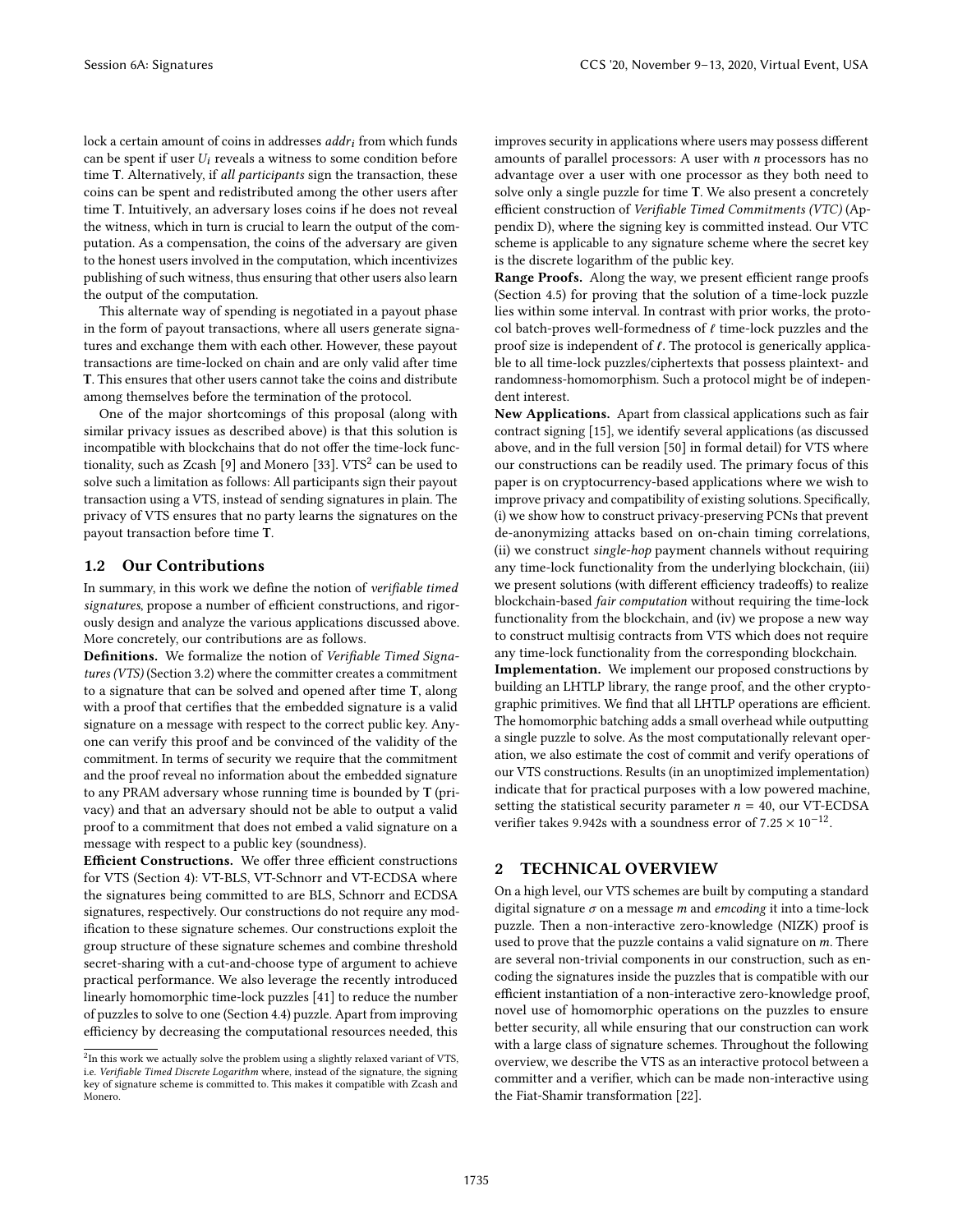lock a certain amount of coins in addresses $addr_i$ from which funds can be spent if user $U_i$ reveals a witness to some condition before time $\mathbf{T}$. Alternatively, if *all participants* sign the transaction, these coins can be spent and redistributed among the other users after time $\mathbf{T}$. Intuitively, an adversary loses coins if he does not reveal the witness, which in turn is crucial to learn the output of the computation. As a compensation, the coins of the adversary are given to the honest users involved in the computation, which incentivizes publishing of such witness, thus ensuring that other users also learn the output of the computation.

This alternate way of spending is negotiated in a payout phase in the form of payout transactions, where all users generate signatures and exchange them with each other. However, these payout transactions are time-locked on chain and are only valid after time $\mathbf{T}$. This ensures that other users cannot take the coins and distribute among themselves before the termination of the protocol.

One of the major shortcomings of this proposal (along with similar privacy issues as described above) is that this solution is incompatible with blockchains that do not offer the time-lock functionality, such as Zcash [9] and Monero [33]. VTS[2] can be used to solve such a limitation as follows: All participants sign their payout transaction using a VTS, instead of sending signatures in plain. The privacy of VTS ensures that no party learns the signatures on the payout transaction before time $\mathbf{T}$.

## 1.2 Our Contributions

In summary, in this work we define the notion of *verifiable timed signatures*, propose a number of efficient constructions, and rigorously design and analyze the various applications discussed above. More concretely, our contributions are as follows.

**Definitions.** We formalize the notion of *Verifiable Timed Signatures (VTS)* (Section 3.2) where the committer creates a commitment to a signature that can be solved and opened after time $\mathbf{T}$, along with a proof that certifies that the embedded signature is a valid signature on a message with respect to the correct public key. Anyone can verify this proof and be convinced of the validity of the commitment. In terms of security we require that the commitment and the proof reveal no information about the embedded signature to any PRAM adversary whose running time is bounded by $\mathbf{T}$ (privacy) and that an adversary should not be able to output a valid proof to a commitment that does not embed a valid signature on a message with respect to a public key (soundness).

**Efficient Constructions.** We offer three efficient constructions for VTS (Section 4): VT-BLS, VT-Schnorr and VT-ECDSA where the signatures being committed to are BLS, Schnorr and ECDSA signatures, respectively. Our constructions do not require any modification to these signature schemes. Our constructions exploit the group structure of these signature schemes and combine threshold secret-sharing with a cut-and-choose type of argument to achieve practical performance. We also leverage the recently introduced linearly homomorphic time-lock puzzles [41] to reduce the number of puzzles to solve to one (Section 4.4) puzzle. Apart from improving efficiency by decreasing the computational resources needed, this improves security in applications where users may possess different amounts of parallel processors: A user with $n$ processors has no advantage over a user with one processor as they both need to solve only a single puzzle for time $\mathbf{T}$. We also present a concretely efficient construction of *Verifiable Timed Commitments (VTC)* (Appendix D), where the signing key is committed instead. Our VTC scheme is applicable to any signature scheme where the secret key is the discrete logarithm of the public key.

**Range Proofs.** Along the way, we present efficient range proofs (Section 4.5) for proving that the solution of a time-lock puzzle lies within some interval. In contrast with prior works, the protocol batch-proves well-formedness of $\ell$ time-lock puzzles and the proof size is independent of $\ell$. The protocol is generically applicable to all time-lock puzzles/ciphertexts that possess plaintext- and randomness-homomorphism. Such a protocol might be of independent interest.

**New Applications.** Apart from classical applications such as fair contract signing [15], we identify several applications (as discussed above, and in the full version [50] in formal detail) for VTS where our constructions can be readily used. The primary focus of this paper is on cryptocurrency-based applications where we wish to improve privacy and compatibility of existing solutions. Specifically, (i) we show how to construct privacy-preserving PCNs that prevent de-anonymizing attacks based on on-chain timing correlations, (ii) we construct *single-hop* payment channels without requiring any time-lock functionality from the underlying blockchain, (iii) we present solutions (with different efficiency tradeoffs) to realize blockchain-based *fair computation* without requiring the time-lock functionality from the blockchain, and (iv) we propose a new way to construct multisig contracts from VTS which does not require any time-lock functionality from the corresponding blockchain.

**Implementation.** We implement our proposed constructions by building an LHTLP library, the range proof, and the other cryptographic primitives. We find that all LHTLP operations are efficient. The homomorphic batching adds a small overhead while outputting a single puzzle to solve. As the most computationally relevant operation, we also estimate the cost of commit and verify operations of our VTS constructions. Results (in an unoptimized implementation) indicate that for practical purposes with a low powered machine, setting the statistical security parameter $n = 40$, our VT-ECDSA verifier takes 9.942s with a soundness error of $7.25 \times 10^{-12}$.

# 2 TECHNICAL OVERVIEW

On a high level, our VTS schemes are built by computing a standard digital signature $\sigma$ on a message $m$ and *emcoding* it into a time-lock puzzle. Then a non-interactive zero-knowledge (NIZK) proof is used to prove that the puzzle contains a valid signature on $m$. There are several non-trivial components in our construction, such as encoding the signatures inside the puzzles that is compatible with our efficient instantiation of a non-interactive zero-knowledge proof, novel use of homomorphic operations on the puzzles to ensure better security, all while ensuring that our construction can work with a large class of signature schemes. Throughout the following overview, we describe the VTS as an interactive protocol between a committer and a verifier, which can be made non-interactive using the Fiat-Shamir transformation [22].

[2] In this work we actually solve the problem using a slightly relaxed variant of VTS, i.e. *Verifiable Timed Discrete Logarithm* where, instead of the signature, the signing key of signature scheme is committed to. This makes it compatible with Zcash and Monero.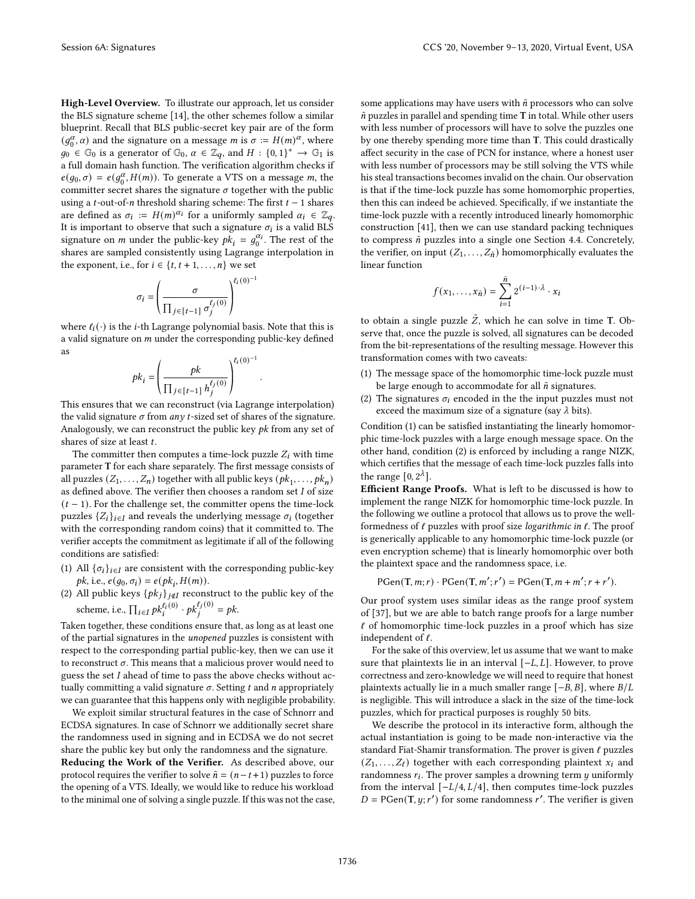**High-Level Overview.** To illustrate our approach, let us consider the BLS signature scheme [14], the other schemes follow a similar blueprint. Recall that BLS public-secret key pair are of the form $(g_0^\alpha, \alpha)$ and the signature on a message $m$ is $\sigma := H(m)^\alpha$, where $g_0 \in \mathbb{G}_0$ is a generator of $\mathbb{G}_0$, $\alpha \in \mathbb{Z}_q$, and $H : \{0,1\}^* \to \mathbb{G}_1$ is a full domain hash function. The verification algorithm checks if $e(g_0, \sigma) = e(g_0^\alpha, H(m))$. To generate a VTS on a message $m$, the committer secret shares the signature $\sigma$ together with the public using a $t$-out-of-$n$ threshold sharing scheme: The first $t-1$ shares are defined as $\sigma_i := H(m)^{\alpha_i}$ for a uniformly sampled $\alpha_i \in \mathbb{Z}_q$. It is important to observe that such a signature $\sigma_i$ is a valid BLS signature on $m$ under the public-key $pk_i = g_0^{\alpha_i}$. The rest of the shares are sampled consistently using Lagrange interpolation in the exponent, i.e., for $i \in \{t, t+1, \ldots, n\}$ we set

$$\sigma_i = \left( \frac{\sigma}{\prod_{j \in [t-1]} \sigma_j^{\ell_j(0)}} \right)^{\ell_i(0)^{-1}}$$

where $\ell_i(\cdot)$ is the $i$-th Lagrange polynomial basis. Note that this is a valid signature on $m$ under the corresponding public-key defined as

$$pk_i = \left( \frac{pk}{\prod_{j \in [t-1]} h_j^{\ell_j(0)}} \right)^{\ell_i(0)^{-1}}.$$

This ensures that we can reconstruct (via Lagrange interpolation) the valid signature $\sigma$ from *any* $t$-sized set of shares of the signature. Analogously, we can reconstruct the public key $pk$ from any set of shares of size at least $t$.

The committer then computes a time-lock puzzle $Z_i$ with time parameter $\mathbf{T}$ for each share separately. The first message consists of all puzzles $(Z_1, \ldots, Z_n)$ together with all public keys $(pk_1, \ldots, pk_n)$ as defined above. The verifier then chooses a random set $I$ of size $(t-1)$. For the challenge set, the committer opens the time-lock puzzles $\{Z_i\}_{i \in I}$ and reveals the underlying message $\sigma_i$ (together with the corresponding random coins) that it committed to. The verifier accepts the commitment as legitimate if all of the following conditions are satisfied:

1. All $\{\sigma_i\}_{i \in I}$ are consistent with the corresponding public-key $pk$, i.e., $e(g_0, \sigma_i) = e(pk_i, H(m))$.
2. All public keys $\{pk_j\}_{j \notin I}$ reconstruct to the public key of the scheme, i.e., $\prod_{i \in I} pk_i^{\ell_i(0)} \cdot pk_j^{\ell_j(0)} = pk$.

Taken together, these conditions ensure that, as long as at least one of the partial signatures in the *unopened* puzzles is consistent with respect to the corresponding partial public-key, then we can use it to reconstruct $\sigma$. This means that a malicious prover would need to guess the set $I$ ahead of time to pass the above checks without actually committing a valid signature $\sigma$. Setting $t$ and $n$ appropriately we can guarantee that this happens only with negligible probability.

We exploit similar structural features in the case of Schnorr and ECDSA signatures. In case of Schnorr we additionally secret share the randomness used in signing and in ECDSA we do not secret share the public key but only the randomness and the signature.

**Reducing the Work of the Verifier.** As described above, our protocol requires the verifier to solve $\tilde{n} = (n-t+1)$ puzzles to force the opening of a VTS. Ideally, we would like to reduce his workload to the minimal one of solving a single puzzle. If this was not the case, some applications may have users with $\tilde{n}$ processors who can solve $\tilde{n}$ puzzles in parallel and spending time $\mathbf{T}$ in total. While other users with less number of processors will have to solve the puzzles one by one thereby spending more time than $\mathbf{T}$. This could drastically affect security in the case of PCN for instance, where a honest user with less number of processors may be still solving the VTS while his steal transactions becomes invalid on the chain. Our observation is that if the time-lock puzzle has some homomorphic properties, then this can indeed be achieved. Specifically, if we instantiate the time-lock puzzle with a recently introduced linearly homomorphic construction [41], then we can use standard packing techniques to compress $\tilde{n}$ puzzles into a single one Section 4.4. Concretely, the verifier, on input $(Z_1, \ldots, Z_{\tilde{n}})$ homomorphically evaluates the linear function

$$f(x_1, \ldots, x_{\tilde{n}}) = \sum_{i=1}^{\tilde{n}} 2^{(i-1)\cdot\lambda} \cdot x_i$$

to obtain a single puzzle $\tilde{Z}$, which he can solve in time $\mathbf{T}$. Observe that, once the puzzle is solved, all signatures can be decoded from the bit-representations of the resulting message. However this transformation comes with two caveats:

1. The message space of the homomorphic time-lock puzzle must be large enough to accommodate for all $\tilde{n}$ signatures.
2. The signatures $\sigma_i$ encoded in the the input puzzles must not exceed the maximum size of a signature (say $\lambda$ bits).

Condition (1) can be satisfied instantiating the linearly homomorphic time-lock puzzles with a large enough message space. On the other hand, condition (2) is enforced by including a range NIZK, which certifies that the message of each time-lock puzzles falls into the range $[0, 2^\lambda]$.

**Efficient Range Proofs.** What is left to be discussed is how to implement the range NIZK for homomorphic time-lock puzzle. In the following we outline a protocol that allows us to prove the well-formedness of $\ell$ puzzles with proof size *logarithmic in* $\ell$. The proof is generically applicable to any homomorphic time-lock puzzle (or even encryption scheme) that is linearly homomorphic over both the plaintext space and the randomness space, i.e.

$$\mathsf{PGen}(\mathbf{T}, m; r) \cdot \mathsf{PGen}(\mathbf{T}, m'; r') = \mathsf{PGen}(\mathbf{T}, m + m'; r + r').$$

Our proof system uses similar ideas as the range proof system of [37], but we are able to batch range proofs for a large number $\ell$ of homomorphic time-lock puzzles in a proof which has size independent of $\ell$.

For the sake of this overview, let us assume that we want to make sure that plaintexts lie in an interval $[-L, L]$. However, to prove correctness and zero-knowledge we will need to require that honest plaintexts actually lie in a much smaller range $[-B, B]$, where $B/L$ is negligible. This will introduce a slack in the size of the time-lock puzzles, which for practical purposes is roughly 50 bits.

We describe the protocol in its interactive form, although the actual instantiation is going to be made non-interactive via the standard Fiat-Shamir transformation. The prover is given $\ell$ puzzles $(Z_1, \ldots, Z_\ell)$ together with each corresponding plaintext $x_i$ and randomness $r_i$. The prover samples a drowning term $y$ uniformly from the interval $[-L/4, L/4]$, then computes time-lock puzzles $D = \mathsf{PGen}(\mathbf{T}, y; r')$ for some randomness $r'$. The verifier is given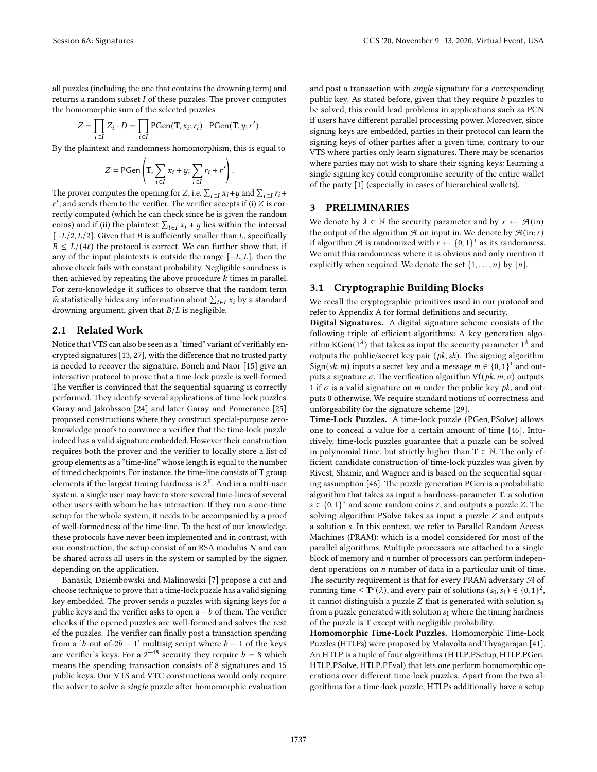all puzzles (including the one that contains the drowning term) and returns a random subset $I$ of these puzzles. The prover computes the homomorphic sum of the selected puzzles

$$Z = \prod_{i \in I} Z_i \cdot D = \prod_{i \in I} \mathsf{PGen}(\mathbf{T}, x_i; r_i) \cdot \mathsf{PGen}(\mathbf{T}, y; r').$$

By the plaintext and randomness homomorphism, this is equal to

$$Z = \mathsf{PGen}\left(\mathbf{T}, \sum_{i \in I} x_i + y; \sum_{i \in I} r_i + r'\right).$$

The prover computes the opening for $Z$, i.e. $\sum_{i \in I} x_i + y$ and $\sum_{i \in I} r_i + r'$, and sends them to the verifier. The verifier accepts if (i) $Z$ is correctly computed (which he can check since he is given the random coins) and if (ii) the plaintext $\sum_{i \in I} x_i + y$ lies within the interval $[-L/2, L/2]$. Given that $B$ is sufficiently smaller than $L$, specifically $B \leq L/(4\ell)$ the protocol is correct. We can further show that, if any of the input plaintexts is outside the range $[-L, L]$, then the above check fails with constant probability. Negligible soundness is then achieved by repeating the above procedure $k$ times in parallel. For zero-knowledge it suffices to observe that the random term $\tilde{m}$ statistically hides any information about $\sum_{i \in I} x_i$ by a standard drowning argument, given that $B/L$ is negligible.

## 2.1 Related Work

Notice that VTS can also be seen as a "timed" variant of verifiably encrypted signatures [13, 27], with the difference that no trusted party is needed to recover the signature. Boneh and Naor [15] give an interactive protocol to prove that a time-lock puzzle is well-formed. The verifier is convinced that the sequential squaring is correctly performed. They identify several applications of time-lock puzzles. Garay and Jakobsson [24] and later Garay and Pomerance [25] proposed constructions where they construct special-purpose zero-knowledge proofs to convince a verifier that the time-lock puzzle indeed has a valid signature embedded. However their construction requires both the prover and the verifier to locally store a list of group elements as a "time-line" whose length is equal to the number of timed checkpoints. For instance, the time-line consists of $\mathbf{T}$ group elements if the largest timing hardness is $2^{\mathbf{T}}$. And in a multi-user system, a single user may have to store several time-lines of several other users with whom he has interaction. If they run a one-time setup for the whole system, it needs to be accompanied by a proof of well-formedness of the time-line. To the best of our knowledge, these protocols have never been implemented and in contrast, with our construction, the setup consist of an RSA modulus $N$ and can be shared across all users in the system or sampled by the signer, depending on the application.

Banasik, Dziembowski and Malinowski [7] propose a cut and choose technique to prove that a time-lock puzzle has a valid signing key embedded. The prover sends $a$ puzzles with signing keys for $a$ public keys and the verifier asks to open $a - b$ of them. The verifier checks if the opened puzzles are well-formed and solves the rest of the puzzles. The verifier can finally post a transaction spending from a '$b$-out of-$2b - 1$' multisig script where $b - 1$ of the keys are verifier's keys. For a $2^{-48}$ security they require $b = 8$ which means the spending transaction consists of 8 signatures and 15 public keys. Our VTS and VTC constructions would only require the solver to solve a *single* puzzle after homomorphic evaluation and post a transaction with *single* signature for a corresponding public key. As stated before, given that they require $b$ puzzles to be solved, this could lead problems in applications such as PCN if users have different parallel processing power. Moreover, since signing keys are embedded, parties in their protocol can learn the signing keys of other parties after a given time, contrary to our VTS where parties only learn signatures. There may be scenarios where parties may not wish to share their signing keys: Learning a single signing key could compromise security of the entire wallet of the party [1] (especially in cases of hierarchical wallets).

# 3 PRELIMINARIES

We denote by $\lambda \in \mathbb{N}$ the security parameter and by $x \leftarrow \mathcal{A}(\mathsf{in})$ the output of the algorithm $\mathcal{A}$ on input in. We denote by $\mathcal{A}(\mathsf{in}; r)$ if algorithm $\mathcal{A}$ is randomized with $r \leftarrow \{0, 1\}^*$ as its randomness. We omit this randomness where it is obvious and only mention it explicitly when required. We denote the set $\{1, \ldots, n\}$ by $[n]$.

## 3.1 Cryptographic Building Blocks

We recall the cryptographic primitives used in our protocol and refer to Appendix A for formal definitions and security.

**Digital Signatures.** A digital signature scheme consists of the following triple of efficient algorithms: A key generation algorithm $\mathsf{KGen}(1^\lambda)$ that takes as input the security parameter $1^\lambda$ and outputs the public/secret key pair $(pk, sk)$. The signing algorithm $\mathsf{Sign}(sk, m)$ inputs a secret key and a message $m \in \{0, 1\}^*$ and outputs a signature $\sigma$. The verification algorithm $\mathsf{Vf}(pk, m, \sigma)$ outputs 1 if $\sigma$ is a valid signature on $m$ under the public key $pk$, and outputs 0 otherwise. We require standard notions of correctness and unforgeability for the signature scheme [29].

**Time-Lock Puzzles.** A time-lock puzzle $(\mathsf{PGen}, \mathsf{PSolve})$ allows one to conceal a value for a certain amount of time [46]. Intuitively, time-lock puzzles guarantee that a puzzle can be solved in polynomial time, but strictly higher than $\mathbf{T} \in \mathbb{N}$. The only efficient candidate construction of time-lock puzzles was given by Rivest, Shamir, and Wagner and is based on the sequential squaring assumption [46]. The puzzle generation PGen is a probabilistic algorithm that takes as input a hardness-parameter $\mathbf{T}$, a solution $s \in \{0, 1\}^*$ and some random coins $r$, and outputs a puzzle $Z$. The solving algorithm PSolve takes as input a puzzle $Z$ and outputs a solution $s$. In this context, we refer to Parallel Random Access Machines (PRAM): which is a model considered for most of the parallel algorithms. Multiple processors are attached to a single block of memory and $n$ number of processors can perform independent operations on $n$ number of data in a particular unit of time. The security requirement is that for every PRAM adversary $\mathcal{A}$ of running time $\leq \mathbf{T}^\varepsilon(\lambda)$, and every pair of solutions $(s_0, s_1) \in \{0, 1\}^2$, it cannot distinguish a puzzle $Z$ that is generated with solution $s_0$ from a puzzle generated with solution $s_1$ where the timing hardness of the puzzle is $\mathbf{T}$ except with negligible probability.

**Homomorphic Time-Lock Puzzles.** Homomorphic Time-Lock Puzzles (HTLPs) were proposed by Malavolta and Thyagarajan [41]. An HTLP is a tuple of four algorithms (HTLP.PSetup, HTLP.PGen, HTLP.PSolve, HTLP.PEval) that lets one perform homomorphic operations over different time-lock puzzles. Apart from the two algorithms for a time-lock puzzle, HTLPs additionally have a setup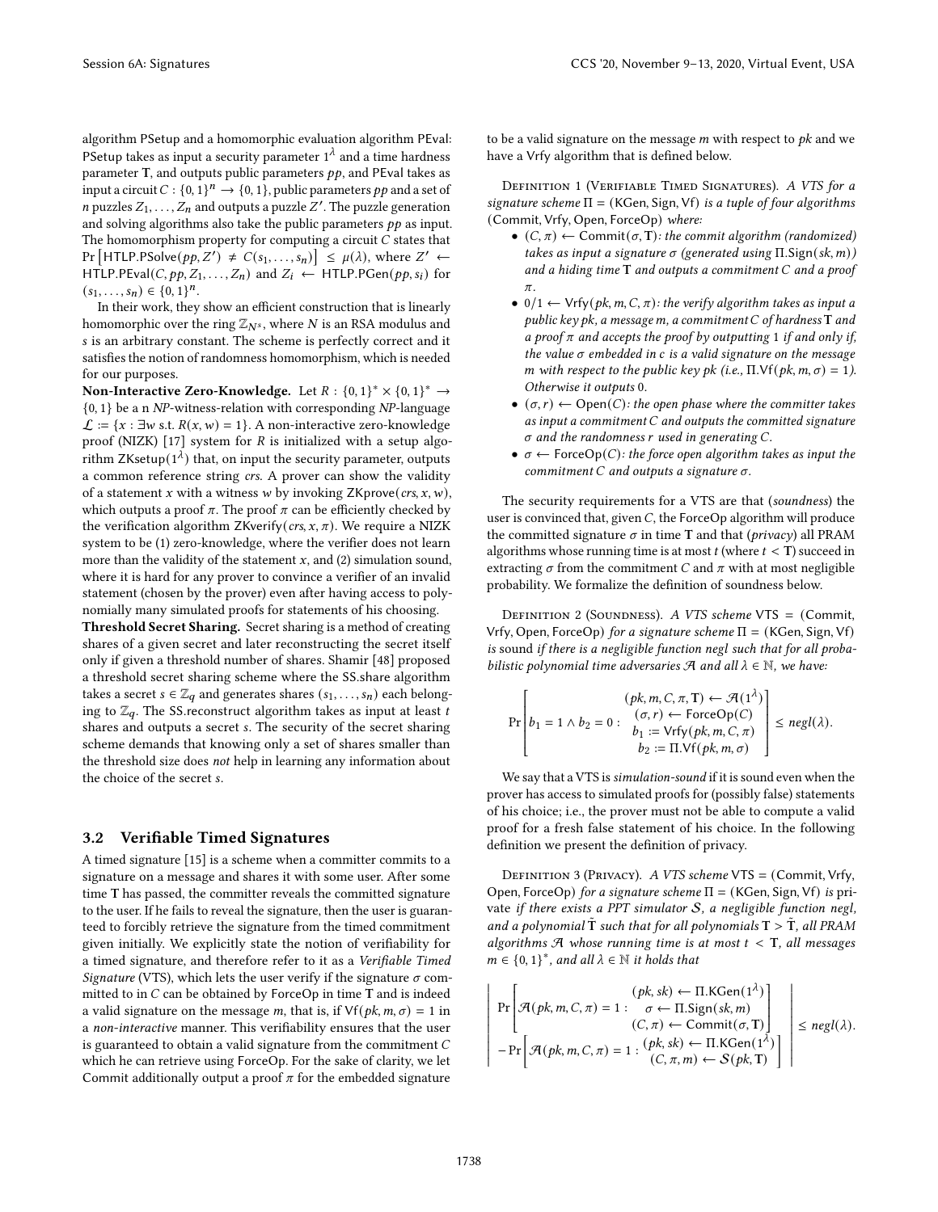algorithm PSetup and a homomorphic evaluation algorithm PEval: PSetup takes as input a security parameter $1^\lambda$ and a time hardness parameter $\mathbf{T}$, and outputs public parameters $pp$, and PEval takes as input a circuit $C : \{0,1\}^n \rightarrow \{0,1\}$, public parameters $pp$ and a set of $n$ puzzles $Z_1, \ldots, Z_n$ and outputs a puzzle $Z'$. The puzzle generation and solving algorithms also take the public parameters $pp$ as input. The homomorphism property for computing a circuit $C$ states that $\Pr\left[\mathsf{HTLP.PSolve}(pp, Z') \neq C(s_1, \ldots, s_n)\right] \leq \mu(\lambda)$, where $Z' \leftarrow \mathsf{HTLP.PEval}(C, pp, Z_1, \ldots, Z_n)$ and $Z_i \leftarrow \mathsf{HTLP.PGen}(pp, s_i)$ for $(s_1, \ldots, s_n) \in \{0,1\}^n$.

In their work, they show an efficient construction that is linearly homomorphic over the ring $\mathbb{Z}_{N^s}$, where $N$ is an RSA modulus and $s$ is an arbitrary constant. The scheme is perfectly correct and it satisfies the notion of randomness homomorphism, which is needed for our purposes.

**Non-Interactive Zero-Knowledge.** Let $R : \{0,1\}^* \times \{0,1\}^* \rightarrow \{0,1\}$ be a n *NP*-witness-relation with corresponding *NP*-language $\mathcal{L} := \{x : \exists w \text{ s.t. } R(x, w) = 1\}$. A non-interactive zero-knowledge proof (NIZK) [17] system for $R$ is initialized with a setup algorithm $\mathsf{ZKsetup}(1^\lambda)$ that, on input the security parameter, outputs a common reference string *crs*. A prover can show the validity of a statement $x$ with a witness $w$ by invoking $\mathsf{ZKprove}(crs, x, w)$, which outputs a proof $\pi$. The proof $\pi$ can be efficiently checked by the verification algorithm $\mathsf{ZKverify}(crs, x, \pi)$. We require a NIZK system to be (1) zero-knowledge, where the verifier does not learn more than the validity of the statement $x$, and (2) simulation sound, where it is hard for any prover to convince a verifier of an invalid statement (chosen by the prover) even after having access to polynomially many simulated proofs for statements of his choosing.

**Threshold Secret Sharing.** Secret sharing is a method of creating shares of a given secret and later reconstructing the secret itself only if given a threshold number of shares. Shamir [48] proposed a threshold secret sharing scheme where the SS.share algorithm takes a secret $s \in \mathbb{Z}_q$ and generates shares $(s_1, \ldots, s_n)$ each belonging to $\mathbb{Z}_q$. The SS.reconstruct algorithm takes as input at least $t$ shares and outputs a secret $s$. The security of the secret sharing scheme demands that knowing only a set of shares smaller than the threshold size does *not* help in learning any information about the choice of the secret $s$.

## 3.2 Verifiable Timed Signatures

A timed signature [15] is a scheme when a committer commits to a signature on a message and shares it with some user. After some time $\mathbf{T}$ has passed, the committer reveals the committed signature to the user. If he fails to reveal the signature, then the user is guaranteed to forcibly retrieve the signature from the timed commitment given initially. We explicitly state the notion of verifiability for a timed signature, and therefore refer to it as a *Verifiable Timed Signature* (VTS), which lets the user verify if the signature $\sigma$ committed to in $C$ can be obtained by ForceOp in time $\mathbf{T}$ and is indeed a valid signature on the message $m$, that is, if $\mathsf{Vf}(pk, m, \sigma) = 1$ in a *non-interactive* manner. This verifiability ensures that the user is guaranteed to obtain a valid signature from the commitment $C$ which he can retrieve using ForceOp. For the sake of clarity, we let Commit additionally output a proof $\pi$ for the embedded signature to be a valid signature on the message $m$ with respect to $pk$ and we have a Vrfy algorithm that is defined below.

Definition 1 (Verifiable Timed Signatures). *A VTS for a signature scheme $\Pi = (\mathsf{KGen}, \mathsf{Sign}, \mathsf{Vf})$ is a tuple of four algorithms $(\mathsf{Commit}, \mathsf{Vrfy}, \mathsf{Open}, \mathsf{ForceOp})$ where:*

- $(C, \pi) \leftarrow \mathsf{Commit}(\sigma, \mathbf{T})$*: the commit algorithm (randomized) takes as input a signature $\sigma$ (generated using $\Pi.\mathsf{Sign}(sk, m)$) and a hiding time $\mathbf{T}$ and outputs a commitment $C$ and a proof $\pi$.*
- $0/1 \leftarrow \mathsf{Vrfy}(pk, m, C, \pi)$*: the verify algorithm takes as input a public key $pk$, a message $m$, a commitment $C$ of hardness $\mathbf{T}$ and a proof $\pi$ and accepts the proof by outputting 1 if and only if, the value $\sigma$ embedded in $c$ is a valid signature on the message $m$ with respect to the public key $pk$ (i.e., $\Pi.\mathsf{Vf}(pk, m, \sigma) = 1$). Otherwise it outputs 0.*
- $(\sigma, r) \leftarrow \mathsf{Open}(C)$*: the open phase where the committer takes as input a commitment $C$ and outputs the committed signature $\sigma$ and the randomness $r$ used in generating $C$.*
- $\sigma \leftarrow \mathsf{ForceOp}(C)$*: the force open algorithm takes as input the commitment $C$ and outputs a signature $\sigma$.*

The security requirements for a VTS are that (*soundness*) the user is convinced that, given $C$, the ForceOp algorithm will produce the committed signature $\sigma$ in time $\mathbf{T}$ and that (*privacy*) all PRAM algorithms whose running time is at most $t$ (where $t < \mathbf{T}$) succeed in extracting $\sigma$ from the commitment $C$ and $\pi$ with at most negligible probability. We formalize the definition of soundness below.

Definition 2 (Soundness). *A VTS scheme $\mathsf{VTS} = (\mathsf{Commit}, \mathsf{Vrfy}, \mathsf{Open}, \mathsf{ForceOp})$ for a signature scheme $\Pi = (\mathsf{KGen}, \mathsf{Sign}, \mathsf{Vf})$ is* sound *if there is a negligible function negl such that for all probabilistic polynomial time adversaries $\mathcal{A}$ and all $\lambda \in \mathbb{N}$, we have:*

$$\Pr\left[b_1 = 1 \wedge b_2 = 0 : \begin{array}{c} (pk, m, C, \pi, \mathbf{T}) \leftarrow \mathcal{A}(1^\lambda) \\ (\sigma, r) \leftarrow \mathsf{ForceOp}(C) \\ b_1 := \mathsf{Vrfy}(pk, m, C, \pi) \\ b_2 := \Pi.\mathsf{Vf}(pk, m, \sigma) \end{array}\right] \leq negl(\lambda).$$

We say that a VTS is *simulation-sound* if it is sound even when the prover has access to simulated proofs for (possibly false) statements of his choice; i.e., the prover must not be able to compute a valid proof for a fresh false statement of his choice. In the following definition we present the definition of privacy.

Definition 3 (Privacy). *A VTS scheme $\mathsf{VTS} = (\mathsf{Commit}, \mathsf{Vrfy}, \mathsf{Open}, \mathsf{ForceOp})$ for a signature scheme $\Pi = (\mathsf{KGen}, \mathsf{Sign}, \mathsf{Vf})$ is* private *if there exists a PPT simulator $\mathcal{S}$, a negligible function negl, and a polynomial $\tilde{\mathbf{T}}$ such that for all polynomials $\mathbf{T} > \tilde{\mathbf{T}}$, all PRAM algorithms $\mathcal{A}$ whose running time is at most $t < \mathbf{T}$, all messages $m \in \{0,1\}^*$, and all $\lambda \in \mathbb{N}$ it holds that*

$$\left|\begin{array}{l} \Pr\left[\mathcal{A}(pk, m, C, \pi) = 1 : \begin{array}{c} (pk, sk) \leftarrow \Pi.\mathsf{KGen}(1^\lambda) \\ \sigma \leftarrow \Pi.\mathsf{Sign}(sk, m) \\ (C, \pi) \leftarrow \mathsf{Commit}(\sigma, \mathbf{T}) \end{array}\right] \\ -\Pr\left[\mathcal{A}(pk, m, C, \pi) = 1 : \begin{array}{c} (pk, sk) \leftarrow \Pi.\mathsf{KGen}(1^\lambda) \\ (C, \pi, m) \leftarrow \mathcal{S}(pk, \mathbf{T}) \end{array}\right] \end{array}\right| \leq negl(\lambda).$$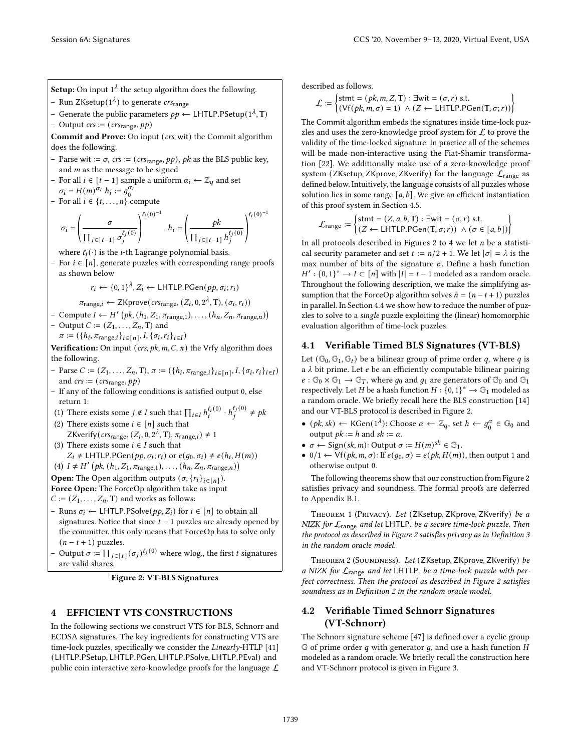**Setup:** On input $1^\lambda$ the setup algorithm does the following.

- Run $\mathsf{ZKsetup}(1^\lambda)$ to generate $crs_{\mathsf{range}}$
- Generate the public parameters $pp \leftarrow \mathsf{LHTLP.PSetup}(1^\lambda, \mathbf{T})$
- Output $crs := (crs_{\mathsf{range}}, pp)$

**Commit and Prove:** On input $(crs, \mathsf{wit})$ the Commit algorithm does the following.

- Parse $\mathsf{wit} := \sigma$, $crs := (crs_{\mathsf{range}}, pp)$, $pk$ as the BLS public key, and $m$ as the message to be signed
- For all $i \in [t-1]$ sample a uniform $\alpha_i \leftarrow \mathbb{Z}_q$ and set $\sigma_i = H(m)^{\alpha_i}$ $h_i := g_0^{\alpha_i}$
- For all $i \in \{t, \ldots, n\}$ compute

$$\sigma_i = \left(\frac{\sigma}{\prod_{j\in[t-1]} \sigma_j^{\ell_j(0)}}\right)^{\ell_i(0)^{-1}}, h_i = \left(\frac{pk}{\prod_{j\in[t-1]} h_j^{\ell_j(0)}}\right)^{\ell_i(0)^{-1}}$$

where $\ell_i(\cdot)$ is the $i$-th Lagrange polynomial basis.

- For $i \in [n]$, generate puzzles with corresponding range proofs as shown below

$$r_i \leftarrow \{0,1\}^\lambda, Z_i \leftarrow \mathsf{LHTLP.PGen}(pp, \sigma_i; r_i)$$

$$\pi_{\mathsf{range},i} \leftarrow \mathsf{ZKprove}(crs_{\mathsf{range}}, (Z_i, 0, 2^\lambda, \mathbf{T}), (\sigma_i, r_i))$$

- Compute $I \leftarrow H'\left(pk, (h_1, Z_1, \pi_{\mathsf{range},1}), \ldots, (h_n, Z_n, \pi_{\mathsf{range},n})\right)$
- Output $C := (Z_1, \ldots, Z_n, \mathbf{T})$ and $\pi := (\{h_i, \pi_{\mathsf{range},i}\}_{i\in[n]}, I, \{\sigma_i, r_i\}_{i\in I})$

**Verification:** On input $(crs, pk, m, C, \pi)$ the Vrfy algorithm does the following.

- Parse $C := (Z_1, \ldots, Z_n, \mathbf{T})$, $\pi := (\{h_i, \pi_{\mathsf{range},i}\}_{i\in[n]}, I, \{\sigma_i, r_i\}_{i\in I})$ and $crs := (crs_{\mathsf{range}}, pp)$
- If any of the following conditions is satisfied output 0, else return 1:
  (1) There exists some $j \notin I$ such that $\prod_{i\in I} h_i^{\ell_i(0)} \cdot h_j^{\ell_j(0)} \neq pk$
  (2) There exists some $i \in [n]$ such that $\mathsf{ZKverify}(crs_{\mathsf{range}}, (Z_i, 0, 2^\lambda, \mathbf{T}), \pi_{\mathsf{range},i}) \neq 1$
  (3) There exists some $i \in I$ such that $Z_i \neq \mathsf{LHTLP.PGen}(pp, \sigma_i; r_i)$ or $e(g_0, \sigma_i) \neq e(h_i, H(m))$
  (4) $I \neq H'\left(pk, (h_1, Z_1, \pi_{\mathsf{range},1}), \ldots, (h_n, Z_n, \pi_{\mathsf{range},n})\right)$

**Open:** The Open algorithm outputs $(\sigma, \{r_i\}_{i\in[n]})$.

**Force Open:** The ForceOp algorithm take as input $C := (Z_1, \ldots, Z_n, \mathbf{T})$ and works as follows:

- Runs $\sigma_i \leftarrow \mathsf{LHTLP.PSolve}(pp, Z_i)$ for $i \in [n]$ to obtain all signatures. Notice that since $t-1$ puzzles are already opened by the committer, this only means that ForceOp has to solve only $(n-t+1)$ puzzles.
- Output $\sigma := \prod_{j\in[t]} (\sigma_j)^{\ell_j(0)}$ where wlog., the first $t$ signatures are valid shares.

**Figure 2: VT-BLS Signatures**

## 4 EFFICIENT VTS CONSTRUCTIONS

In the following sections we construct VTS for BLS, Schnorr and ECDSA signatures. The key ingredients for constructing VTS are time-lock puzzles, specifically we consider the *Linearly*-HTLP [41] (LHTLP.PSetup, LHTLP.PGen, LHTLP.PSolve, LHTLP.PEval) and public coin interactive zero-knowledge proofs for the language $\mathcal{L}$ described as follows.

$$\mathcal{L} := \begin{Bmatrix} \mathsf{stmt} = (pk, m, Z, \mathbf{T}) : \exists \mathsf{wit} = (\sigma, r) \text{ s.t.} \\ (\mathsf{Vf}(pk, m, \sigma) = 1) \land (Z \leftarrow \mathsf{LHTLP.PGen}(\mathbf{T}, \sigma; r)) \end{Bmatrix}$$

The Commit algorithm embeds the signatures inside time-lock puzzles and uses the zero-knowledge proof system for $\mathcal{L}$ to prove the validity of the time-locked signature. In practice all of the schemes will be made non-interactive using the Fiat-Shamir transformation [22]. We additionally make use of a zero-knowledge proof system (ZKsetup, ZKprove, ZKverify) for the language $\mathcal{L}_{\mathsf{range}}$ as defined below. Intuitively, the language consists of all puzzles whose solution lies in some range $[a, b]$. We give an efficient instantiation of this proof system in Section 4.5.

$$\mathcal{L}_{\mathsf{range}} := \begin{Bmatrix} \mathsf{stmt} = (Z, a, b, \mathbf{T}) : \exists \mathsf{wit} = (\sigma, r) \text{ s.t.} \\ (Z \leftarrow \mathsf{LHTLP.PGen}(\mathbf{T}, \sigma; r)) \land (\sigma \in [a, b]) \end{Bmatrix}$$

In all protocols described in Figures 2 to 4 we let $n$ be a statistical security parameter and set $t := n/2 + 1$. We let $|\sigma| = \lambda$ is the max number of bits of the signature $\sigma$. Define a hash function $H' : \{0,1\}^* \rightarrow I \subset [n]$ with $|I| = t-1$ modeled as a random oracle. Throughout the following description, we make the simplifying assumption that the ForceOp algorithm solves $\tilde{n} = (n - t + 1)$ puzzles in parallel. In Section 4.4 we show how to reduce the number of puzzles to solve to a *single* puzzle exploiting the (linear) homomorphic evaluation algorithm of time-lock puzzles.

### 4.1 Verifiable Timed BLS Signatures (VT-BLS)

Let $(\mathbb{G}_0, \mathbb{G}_1, \mathbb{G}_t)$ be a bilinear group of prime order $q$, where $q$ is a $\lambda$ bit prime. Let $e$ be an efficiently computable bilinear pairing $e : \mathbb{G}_0 \times \mathbb{G}_1 \rightarrow \mathbb{G}_T$, where $g_0$ and $g_1$ are generators of $\mathbb{G}_0$ and $\mathbb{G}_1$ respectively. Let $H$ be a hash function $H : \{0,1\}^* \rightarrow \mathbb{G}_1$ modeled as a random oracle. We briefly recall here the BLS construction [14] and our VT-BLS protocol is described in Figure 2.

- $(pk, sk) \leftarrow \mathsf{KGen}(1^\lambda)$: Choose $\alpha \leftarrow \mathbb{Z}_q$, set $h \leftarrow g_0^\alpha \in \mathbb{G}_0$ and output $pk := h$ and $sk := \alpha$.
- $\sigma \leftarrow \mathsf{Sign}(sk, m)$: Output $\sigma := H(m)^{sk} \in \mathbb{G}_1$.
- $0/1 \leftarrow \mathsf{Vf}(pk, m, \sigma)$: If $e(g_0, \sigma) = e(pk, H(m))$, then output 1 and otherwise output 0.

The following theorems show that our construction from Figure 2 satisfies privacy and soundness. The formal proofs are deferred to Appendix B.1.

Theorem 1 (Privacy). *Let* (ZKsetup, ZKprove, ZKverify) *be a NIZK for* $\mathcal{L}_{\mathsf{range}}$ *and let* LHTLP. *be a secure time-lock puzzle. Then the protocol as described in Figure 2 satisfies privacy as in Definition 3 in the random oracle model.*

Theorem 2 (Soundness). *Let* (ZKsetup, ZKprove, ZKverify) *be a NIZK for* $\mathcal{L}_{\mathsf{range}}$ *and let* LHTLP. *be a time-lock puzzle with perfect correctness. Then the protocol as described in Figure 2 satisfies soundness as in Definition 2 in the random oracle model.*

### 4.2 Verifiable Timed Schnorr Signatures (VT-Schnorr)

The Schnorr signature scheme [47] is defined over a cyclic group $\mathbb{G}$ of prime order $q$ with generator $g$, and use a hash function $H$ modeled as a random oracle. We briefly recall the construction here and VT-Schnorr protocol is given in Figure 3.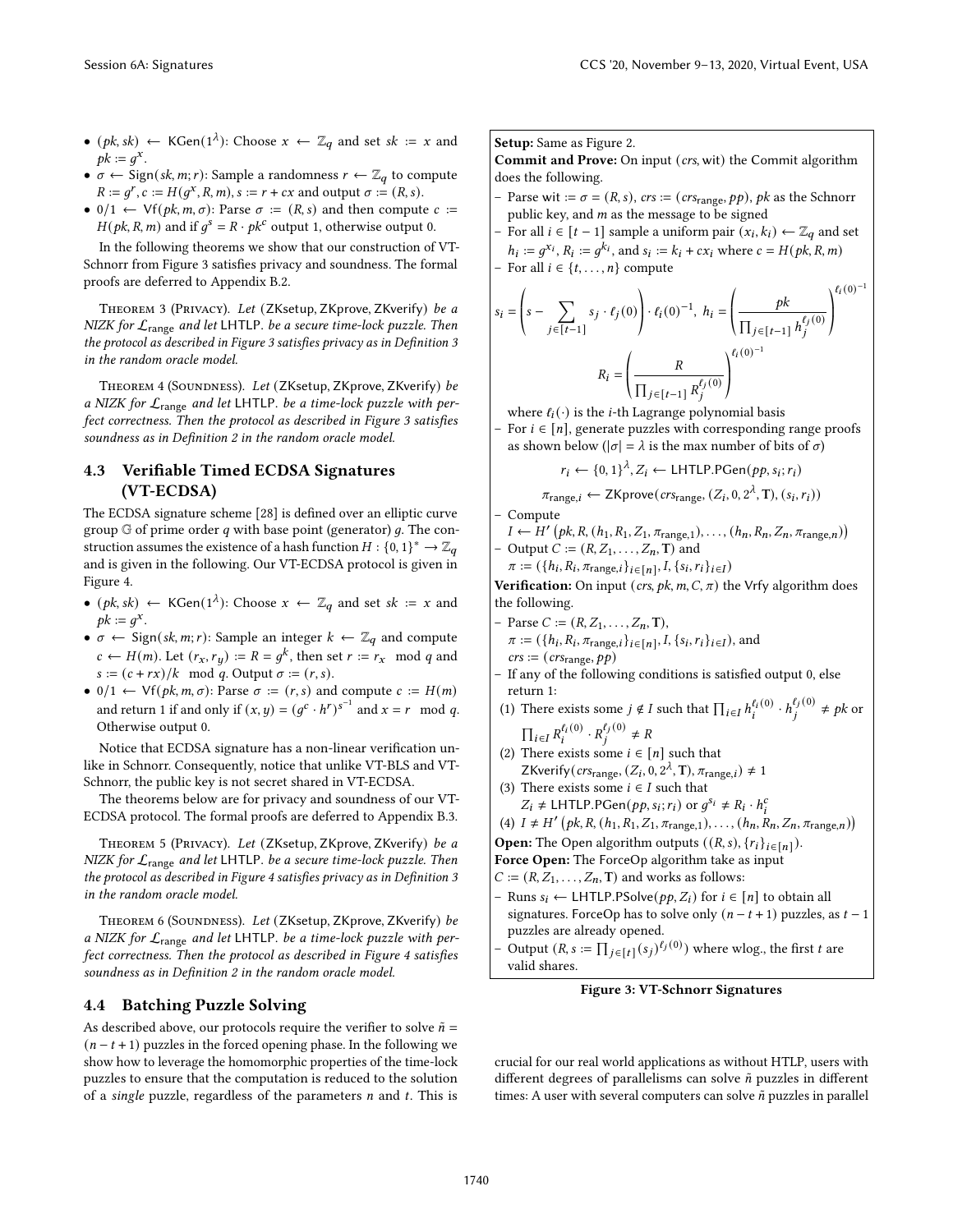- $(pk, sk) \leftarrow \mathsf{KGen}(1^\lambda)$: Choose $x \leftarrow \mathbb{Z}_q$ and set $sk := x$ and $pk := g^x$.
- $\sigma \leftarrow \mathsf{Sign}(sk, m; r)$: Sample a randomness $r \leftarrow \mathbb{Z}_q$ to compute $R := g^r, c := H(g^x, R, m), s := r + cx$ and output $\sigma := (R, s)$.
- $0/1 \leftarrow \mathsf{Vf}(pk, m, \sigma)$: Parse $\sigma := (R, s)$ and then compute $c := H(pk, R, m)$ and if $g^s = R \cdot pk^c$ output 1, otherwise output 0.

In the following theorems we show that our construction of VT-Schnorr from Figure 3 satisfies privacy and soundness. The formal proofs are deferred to Appendix B.2.

**Theorem 3 (Privacy).** *Let* (ZKsetup, ZKprove, ZKverify) *be a NIZK for* $\mathcal{L}_{\mathsf{range}}$ *and let* LHTLP. *be a secure time-lock puzzle. Then the protocol as described in Figure 3 satisfies privacy as in Definition 3 in the random oracle model.*

**Theorem 4 (Soundness).** *Let* (ZKsetup, ZKprove, ZKverify) *be a NIZK for* $\mathcal{L}_{\mathsf{range}}$ *and let* LHTLP. *be a time-lock puzzle with perfect correctness. Then the protocol as described in Figure 3 satisfies soundness as in Definition 2 in the random oracle model.*

### 4.3 Verifiable Timed ECDSA Signatures (VT-ECDSA)

The ECDSA signature scheme [28] is defined over an elliptic curve group $\mathbb{G}$ of prime order $q$ with base point (generator) $g$. The construction assumes the existence of a hash function $H : \{0, 1\}^* \to \mathbb{Z}_q$ and is given in the following. Our VT-ECDSA protocol is given in Figure 4.

- $(pk, sk) \leftarrow \mathsf{KGen}(1^\lambda)$: Choose $x \leftarrow \mathbb{Z}_q$ and set $sk := x$ and $pk := g^x$.
- $\sigma \leftarrow \mathsf{Sign}(sk, m; r)$: Sample an integer $k \leftarrow \mathbb{Z}_q$ and compute $c \leftarrow H(m)$. Let $(r_x, r_y) := R = g^k$, then set $r := r_x \mod q$ and $s := (c + rx)/k \mod q$. Output $\sigma := (r, s)$.
- $0/1 \leftarrow \mathsf{Vf}(pk, m, \sigma)$: Parse $\sigma := (r, s)$ and compute $c := H(m)$ and return 1 if and only if $(x, y) = (g^c \cdot h^r)^{s^{-1}}$ and $x = r \mod q$. Otherwise output 0.

Notice that ECDSA signature has a non-linear verification unlike in Schnorr. Consequently, notice that unlike VT-BLS and VT-Schnorr, the public key is not secret shared in VT-ECDSA.

The theorems below are for privacy and soundness of our VT-ECDSA protocol. The formal proofs are deferred to Appendix B.3.

**Theorem 5 (Privacy).** *Let* (ZKsetup, ZKprove, ZKverify) *be a NIZK for* $\mathcal{L}_{\mathsf{range}}$ *and let* LHTLP. *be a secure time-lock puzzle. Then the protocol as described in Figure 4 satisfies privacy as in Definition 3 in the random oracle model.*

**Theorem 6 (Soundness).** *Let* (ZKsetup, ZKprove, ZKverify) *be a NIZK for* $\mathcal{L}_{\mathsf{range}}$ *and let* LHTLP. *be a time-lock puzzle with perfect correctness. Then the protocol as described in Figure 4 satisfies soundness as in Definition 2 in the random oracle model.*

### 4.4 Batching Puzzle Solving

As described above, our protocols require the verifier to solve $\tilde{n} = (n - t + 1)$ puzzles in the forced opening phase. In the following we show how to leverage the homomorphic properties of the time-lock puzzles to ensure that the computation is reduced to the solution of a *single* puzzle, regardless of the parameters $n$ and $t$. This is crucial for our real world applications as without HTLP, users with different degrees of parallelisms can solve $\tilde{n}$ puzzles in different times: A user with several computers can solve $\tilde{n}$ puzzles in parallel

---

**Setup:** Same as Figure 2.

**Commit and Prove:** On input $(crs, \mathsf{wit})$ the Commit algorithm does the following.

- Parse $\mathsf{wit} := \sigma = (R, s)$, $crs := (crs_{\mathsf{range}}, pp)$, $pk$ as the Schnorr public key, and $m$ as the message to be signed
- For all $i \in [t-1]$ sample a uniform pair $(x_i, k_i) \leftarrow \mathbb{Z}_q$ and set $h_i := g^{x_i}$, $R_i := g^{k_i}$, and $s_i := k_i + cx_i$ where $c = H(pk, R, m)$
- For all $i \in \{t, \dots, n\}$ compute

$$s_i = \left(s - \sum_{j \in [t-1]} s_j \cdot \ell_j(0)\right) \cdot \ell_i(0)^{-1},\ h_i = \left(\frac{pk}{\prod_{j \in [t-1]} h_j^{\ell_j(0)}}\right)^{\ell_i(0)^{-1}}$$

$$R_i = \left(\frac{R}{\prod_{j \in [t-1]} R_j^{\ell_j(0)}}\right)^{\ell_i(0)^{-1}}$$

where $\ell_i(\cdot)$ is the $i$-th Lagrange polynomial basis

- For $i \in [n]$, generate puzzles with corresponding range proofs as shown below ($|\sigma| = \lambda$ is the max number of bits of $\sigma$)

$$r_i \leftarrow \{0, 1\}^\lambda, Z_i \leftarrow \mathsf{LHTLP.PGen}(pp, s_i; r_i)$$

$$\pi_{\mathsf{range},i} \leftarrow \mathsf{ZKprove}(crs_{\mathsf{range}}, (Z_i, 0, 2^\lambda, \mathbf{T}), (s_i, r_i))$$

- Compute $I \leftarrow H'\left(pk, R, (h_1, R_1, Z_1, \pi_{\mathsf{range},1}), \dots, (h_n, R_n, Z_n, \pi_{\mathsf{range},n})\right)$
- Output $C := (R, Z_1, \dots, Z_n, \mathbf{T})$ and $\pi := (\{h_i, R_i, \pi_{\mathsf{range},i}\}_{i \in [n]}, I, \{s_i, r_i\}_{i \in I})$

**Verification:** On input $(crs, pk, m, C, \pi)$ the Vrfy algorithm does the following.

- Parse $C := (R, Z_1, \dots, Z_n, \mathbf{T})$, $\pi := (\{h_i, R_i, \pi_{\mathsf{range},i}\}_{i \in [n]}, I, \{s_i, r_i\}_{i \in I})$, and $crs := (crs_{\mathsf{range}}, pp)$
- If any of the following conditions is satisfied output 0, else return 1:
  1. There exists some $j \notin I$ such that $\prod_{i \in I} h_i^{\ell_i(0)} \cdot h_j^{\ell_j(0)} \neq pk$ or $\prod_{i \in I} R_i^{\ell_i(0)} \cdot R_j^{\ell_j(0)} \neq R$
  2. There exists some $i \in [n]$ such that $\mathsf{ZKverify}(crs_{\mathsf{range}}, (Z_i, 0, 2^\lambda, \mathbf{T}), \pi_{\mathsf{range},i}) \neq 1$
  3. There exists some $i \in I$ such that $Z_i \neq \mathsf{LHTLP.PGen}(pp, s_i; r_i)$ or $g^{s_i} \neq R_i \cdot h_i^c$
  4. $I \neq H'\left(pk, R, (h_1, R_1, Z_1, \pi_{\mathsf{range},1}), \dots, (h_n, R_n, Z_n, \pi_{\mathsf{range},n})\right)$

**Open:** The Open algorithm outputs $((R, s), \{r_i\}_{i \in [n]})$.

**Force Open:** The ForceOp algorithm take as input $C := (R, Z_1, \dots, Z_n, \mathbf{T})$ and works as follows:

- Runs $s_i \leftarrow \mathsf{LHTLP.PSolve}(pp, Z_i)$ for $i \in [n]$ to obtain all signatures. ForceOp has to solve only $(n - t + 1)$ puzzles, as $t - 1$ puzzles are already opened.
- Output $(R, s := \prod_{j \in [t]} (s_j)^{\ell_j(0)})$ where wlog., the first $t$ are valid shares.

**Figure 3: VT-Schnorr Signatures**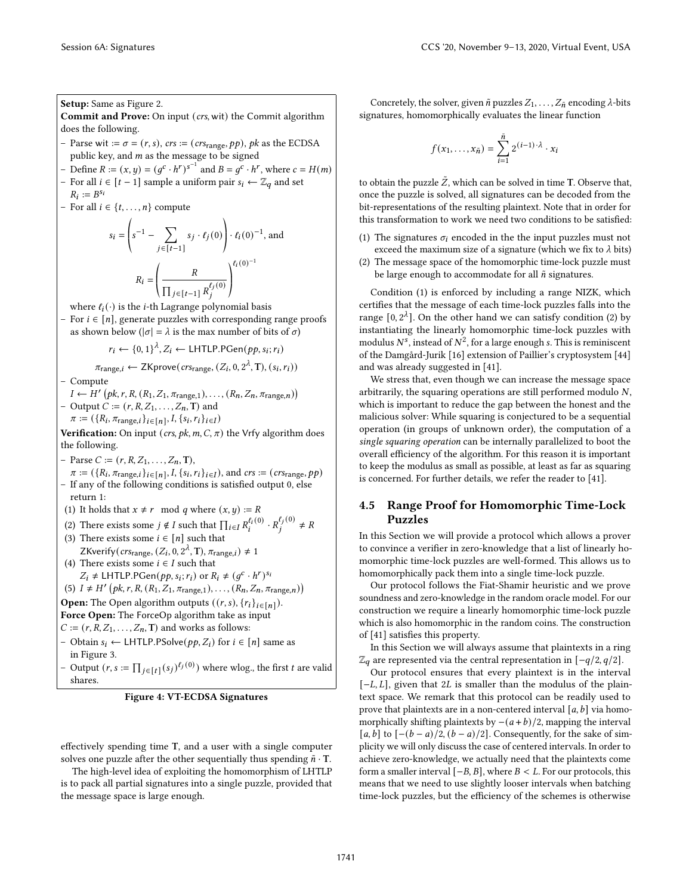**Setup:** Same as Figure 2.

**Commit and Prove:** On input $(crs, \text{wit})$ the Commit algorithm does the following.

- Parse $\text{wit} := \sigma = (r, s)$, $crs := (crs_{\text{range}}, pp)$, $pk$ as the ECDSA public key, and $m$ as the message to be signed
- Define $R := (x, y) = (g^c \cdot h^r)^{s^{-1}}$ and $B = g^c \cdot h^r$, where $c = H(m)$
- For all $i \in [t-1]$ sample a uniform pair $s_i \leftarrow \mathbb{Z}_q$ and set $R_i := B^{s_i}$
- For all $i \in \{t, \ldots, n\}$ compute

$$s_i = \left( s^{-1} - \sum_{j \in [t-1]} s_j \cdot \ell_j(0) \right) \cdot \ell_i(0)^{-1}, \text{ and}$$

$$R_i = \left( \frac{R}{\prod_{j \in [t-1]} R_j^{\ell_j(0)}} \right)^{\ell_i(0)^{-1}}$$

where $\ell_i(\cdot)$ is the $i$-th Lagrange polynomial basis
- For $i \in [n]$, generate puzzles with corresponding range proofs as shown below ($|\sigma| = \lambda$ is the max number of bits of $\sigma$)

$$r_i \leftarrow \{0,1\}^\lambda, Z_i \leftarrow \mathsf{LHTLP.PGen}(pp, s_i; r_i)$$

$$\pi_{\text{range},i} \leftarrow \mathsf{ZKprove}(crs_{\text{range}}, (Z_i, 0, 2^\lambda, \mathbf{T}), (s_i, r_i))$$

- Compute $I \leftarrow H'\left(pk, r, R, (R_1, Z_1, \pi_{\text{range},1}), \ldots, (R_n, Z_n, \pi_{\text{range},n})\right)$
- Output $C := (r, R, Z_1, \ldots, Z_n, \mathbf{T})$ and $\pi := (\{R_i, \pi_{\text{range},i}\}_{i \in [n]}, I, \{s_i, r_i\}_{i \in I})$

**Verification:** On input $(crs, pk, m, C, \pi)$ the Vrfy algorithm does the following.

- Parse $C := (r, R, Z_1, \ldots, Z_n, \mathbf{T})$, $\pi := (\{R_i, \pi_{\text{range},i}\}_{i \in [n]}, I, \{s_i, r_i\}_{i \in I})$, and $crs := (crs_{\text{range}}, pp)$
- If any of the following conditions is satisfied output 0, else return 1:

(1) It holds that $x \neq r \mod q$ where $(x, y) := R$

(2) There exists some $j \notin I$ such that $\prod_{i \in I} R_i^{\ell_i(0)} \cdot R_j^{\ell_j(0)} \neq R$

(3) There exists some $i \in [n]$ such that $\mathsf{ZKverify}(crs_{\text{range}}, (Z_i, 0, 2^\lambda, \mathbf{T}), \pi_{\text{range},i}) \neq 1$

(4) There exists some $i \in I$ such that $Z_i \neq \mathsf{LHTLP.PGen}(pp, s_i; r_i)$ or $R_i \neq (g^c \cdot h^r)^{s_i}$

(5) $I \neq H'\left(pk, r, R, (R_1, Z_1, \pi_{\text{range},1}), \ldots, (R_n, Z_n, \pi_{\text{range},n})\right)$

**Open:** The Open algorithm outputs $((r, s), \{r_i\}_{i \in [n]})$.

**Force Open:** The ForceOp algorithm take as input $C := (r, R, Z_1, \ldots, Z_n, \mathbf{T})$ and works as follows:

- Obtain $s_i \leftarrow \mathsf{LHTLP.PSolve}(pp, Z_i)$ for $i \in [n]$ same as in Figure 3.
- Output $(r, s := \prod_{j \in [t]} (s_j)^{\ell_j(0)})$ where wlog., the first $t$ are valid shares.

**Figure 4: VT-ECDSA Signatures**

effectively spending time $\mathbf{T}$, and a user with a single computer solves one puzzle after the other sequentially thus spending $\tilde{n} \cdot \mathbf{T}$.

The high-level idea of exploiting the homomorphism of LHTLP is to pack all partial signatures into a single puzzle, provided that the message space is large enough.

Concretely, the solver, given $\tilde{n}$ puzzles $Z_1, \ldots, Z_{\tilde{n}}$ encoding $\lambda$-bits signatures, homomorphically evaluates the linear function

$$f(x_1, \ldots, x_{\tilde{n}}) = \sum_{i=1}^{\tilde{n}} 2^{(i-1)\cdot\lambda} \cdot x_i$$

to obtain the puzzle $\tilde{Z}$, which can be solved in time $\mathbf{T}$. Observe that, once the puzzle is solved, all signatures can be decoded from the bit-representations of the resulting plaintext. Note that in order for this transformation to work we need two conditions to be satisfied:

(1) The signatures $\sigma_i$ encoded in the the input puzzles must not exceed the maximum size of a signature (which we fix to $\lambda$ bits)
(2) The message space of the homomorphic time-lock puzzle must be large enough to accommodate for all $\tilde{n}$ signatures.

Condition (1) is enforced by including a range NIZK, which certifies that the message of each time-lock puzzles falls into the range $[0, 2^\lambda]$. On the other hand we can satisfy condition (2) by instantiating the linearly homomorphic time-lock puzzles with modulus $N^s$, instead of $N^2$, for a large enough $s$. This is reminiscent of the Damgård-Jurik [16] extension of Paillier's cryptosystem [44] and was already suggested in [41].

We stress that, even though we can increase the message space arbitrarily, the squaring operations are still performed modulo $N$, which is important to reduce the gap between the honest and the malicious solver: While squaring is conjectured to be a sequential operation (in groups of unknown order), the computation of a *single squaring operation* can be internally parallelized to boot the overall efficiency of the algorithm. For this reason it is important to keep the modulus as small as possible, at least as far as squaring is concerned. For further details, we refer the reader to [41].

## 4.5 Range Proof for Homomorphic Time-Lock Puzzles

In this Section we will provide a protocol which allows a prover to convince a verifier in zero-knowledge that a list of linearly homomorphic time-lock puzzles are well-formed. This allows us to homomorphically pack them into a single time-lock puzzle.

Our protocol follows the Fiat-Shamir heuristic and we prove soundness and zero-knowledge in the random oracle model. For our construction we require a linearly homomorphic time-lock puzzle which is also homomorphic in the random coins. The construction of [41] satisfies this property.

In this Section we will always assume that plaintexts in a ring $\mathbb{Z}_q$ are represented via the central representation in $[-q/2, q/2]$.

Our protocol ensures that every plaintext is in the interval $[-L, L]$, given that $2L$ is smaller than the modulus of the plaintext space. We remark that this protocol can be readily used to prove that plaintexts are in a non-centered interval $[a, b]$ via homomorphically shifting plaintexts by $-(a+b)/2$, mapping the interval $[a, b]$ to $[-(b-a)/2, (b-a)/2]$. Consequently, for the sake of simplicity we will only discuss the case of centered intervals. In order to achieve zero-knowledge, we actually need that the plaintexts come form a smaller interval $[-B, B]$, where $B < L$. For our protocols, this means that we need to use slightly looser intervals when batching time-lock puzzles, but the efficiency of the schemes is otherwise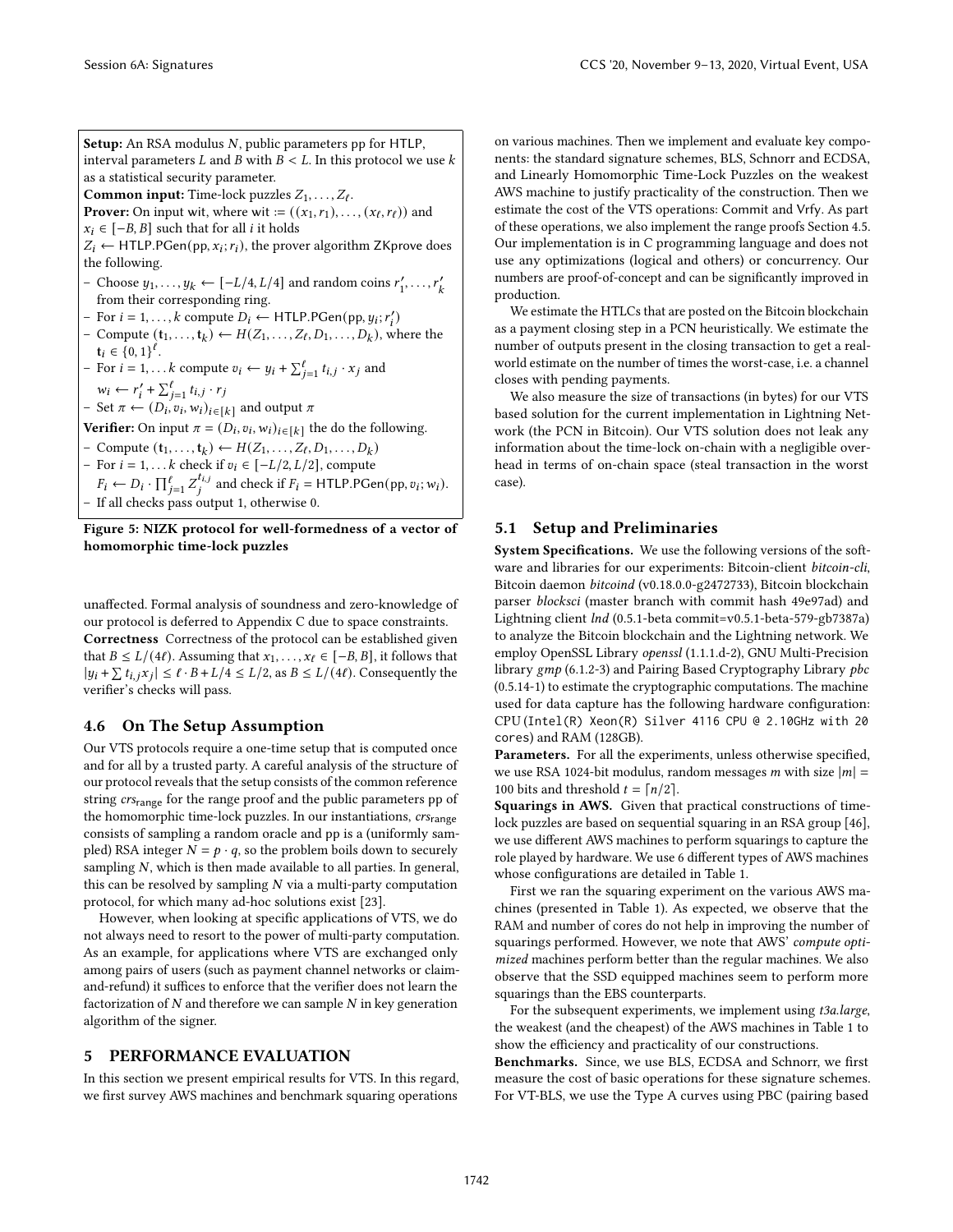**Setup:** An RSA modulus $N$, public parameters pp for HTLP, interval parameters $L$ and $B$ with $B < L$. In this protocol we use $k$ as a statistical security parameter.

**Common input:** Time-lock puzzles $Z_1, \ldots, Z_\ell$.

**Prover:** On input wit, where wit $:= ((x_1, r_1), \ldots, (x_\ell, r_\ell))$ and $x_i \in [-B, B]$ such that for all $i$ it holds $Z_i \leftarrow \mathsf{HTLP.PGen}(\mathsf{pp}, x_i; r_i)$, the prover algorithm ZKprove does the following.

- Choose $y_1, \ldots, y_k \leftarrow [-L/4, L/4]$ and random coins $r'_1, \ldots, r'_k$ from their corresponding ring.
- For $i = 1, \ldots, k$ compute $D_i \leftarrow \mathsf{HTLP.PGen}(\mathsf{pp}, y_i; r'_i)$
- Compute $(\mathbf{t}_1, \ldots, \mathbf{t}_k) \leftarrow H(Z_1, \ldots, Z_\ell, D_1, \ldots, D_k)$, where the $\mathbf{t}_i \in \{0,1\}^\ell$.
- For $i = 1, \ldots k$ compute $v_i \leftarrow y_i + \sum_{j=1}^{\ell} t_{i,j} \cdot x_j$ and $w_i \leftarrow r'_i + \sum_{j=1}^{\ell} t_{i,j} \cdot r_j$
- Set $\pi \leftarrow (D_i, v_i, w_i)_{i \in [k]}$ and output $\pi$

**Verifier:** On input $\pi = (D_i, v_i, w_i)_{i \in [k]}$ the do the following.

- Compute $(\mathbf{t}_1, \ldots, \mathbf{t}_k) \leftarrow H(Z_1, \ldots, Z_\ell, D_1, \ldots, D_k)$
- For $i = 1, \ldots k$ check if $v_i \in [-L/2, L/2]$, compute $F_i \leftarrow D_i \cdot \prod_{j=1}^{\ell} Z_j^{t_{i,j}}$ and check if $F_i = \mathsf{HTLP.PGen}(\mathsf{pp}, v_i; w_i)$.
- If all checks pass output 1, otherwise 0.

**Figure 5: NIZK protocol for well-formedness of a vector of homomorphic time-lock puzzles**

unaffected. Formal analysis of soundness and zero-knowledge of our protocol is deferred to Appendix C due to space constraints.

**Correctness** Correctness of the protocol can be established given that $B \leq L/(4\ell)$. Assuming that $x_1, \ldots, x_\ell \in [-B, B]$, it follows that $|y_i + \sum t_{i,j} x_j| \leq \ell \cdot B + L/4 \leq L/2$, as $B \leq L/(4\ell)$. Consequently the verifier's checks will pass.

### 4.6 On The Setup Assumption

Our VTS protocols require a one-time setup that is computed once and for all by a trusted party. A careful analysis of the structure of our protocol reveals that the setup consists of the common reference string $crs_{\text{range}}$ for the range proof and the public parameters pp of the homomorphic time-lock puzzles. In our instantiations, $crs_{\text{range}}$ consists of sampling a random oracle and pp is a (uniformly sampled) RSA integer $N = p \cdot q$, so the problem boils down to securely sampling $N$, which is then made available to all parties. In general, this can be resolved by sampling $N$ via a multi-party computation protocol, for which many ad-hoc solutions exist [23].

However, when looking at specific applications of VTS, we do not always need to resort to the power of multi-party computation. As an example, for applications where VTS are exchanged only among pairs of users (such as payment channel networks or claim-and-refund) it suffices to enforce that the verifier does not learn the factorization of $N$ and therefore we can sample $N$ in key generation algorithm of the signer.

## 5 PERFORMANCE EVALUATION

In this section we present empirical results for VTS. In this regard, we first survey AWS machines and benchmark squaring operations on various machines. Then we implement and evaluate key components: the standard signature schemes, BLS, Schnorr and ECDSA, and Linearly Homomorphic Time-Lock Puzzles on the weakest AWS machine to justify practicality of the construction. Then we estimate the cost of the VTS operations: Commit and Vrfy. As part of these operations, we also implement the range proofs Section 4.5. Our implementation is in C programming language and does not use any optimizations (logical and others) or concurrency. Our numbers are proof-of-concept and can be significantly improved in production.

We estimate the HTLCs that are posted on the Bitcoin blockchain as a payment closing step in a PCN heuristically. We estimate the number of outputs present in the closing transaction to get a real-world estimate on the number of times the worst-case, i.e. a channel closes with pending payments.

We also measure the size of transactions (in bytes) for our VTS based solution for the current implementation in Lightning Network (the PCN in Bitcoin). Our VTS solution does not leak any information about the time-lock on-chain with a negligible overhead in terms of on-chain space (steal transaction in the worst case).

### 5.1 Setup and Preliminaries

**System Specifications.** We use the following versions of the software and libraries for our experiments: Bitcoin-client *bitcoin-cli*, Bitcoin daemon *bitcoind* (v0.18.0.0-g2472733), Bitcoin blockchain parser *blocksci* (master branch with commit hash 49e97ad) and Lightning client *lnd* (0.5.1-beta commit=v0.5.1-beta-579-gb7387a) to analyze the Bitcoin blockchain and the Lightning network. We employ OpenSSL Library *openssl* (1.1.1.d-2), GNU Multi-Precision library *gmp* (6.1.2-3) and Pairing Based Cryptography Library *pbc* (0.5.14-1) to estimate the cryptographic computations. The machine used for data capture has the following hardware configuration: `CPU (Intel(R) Xeon(R) Silver 4116 CPU @ 2.10GHz with 20 cores)` and RAM (128GB).

**Parameters.** For all the experiments, unless otherwise specified, we use RSA 1024-bit modulus, random messages $m$ with size $|m| =$ 100 bits and threshold $t = \lceil n/2 \rceil$.

**Squarings in AWS.** Given that practical constructions of time-lock puzzles are based on sequential squaring in an RSA group [46], we use different AWS machines to perform squarings to capture the role played by hardware. We use 6 different types of AWS machines whose configurations are detailed in Table 1.

First we ran the squaring experiment on the various AWS machines (presented in Table 1). As expected, we observe that the RAM and number of cores do not help in improving the number of squarings performed. However, we note that AWS' *compute optimized* machines perform better than the regular machines. We also observe that the SSD equipped machines seem to perform more squarings than the EBS counterparts.

For the subsequent experiments, we implement using *t3a.large*, the weakest (and the cheapest) of the AWS machines in Table 1 to show the efficiency and practicality of our constructions.

**Benchmarks.** Since, we use BLS, ECDSA and Schnorr, we first measure the cost of basic operations for these signature schemes. For VT-BLS, we use the Type A curves using PBC (pairing based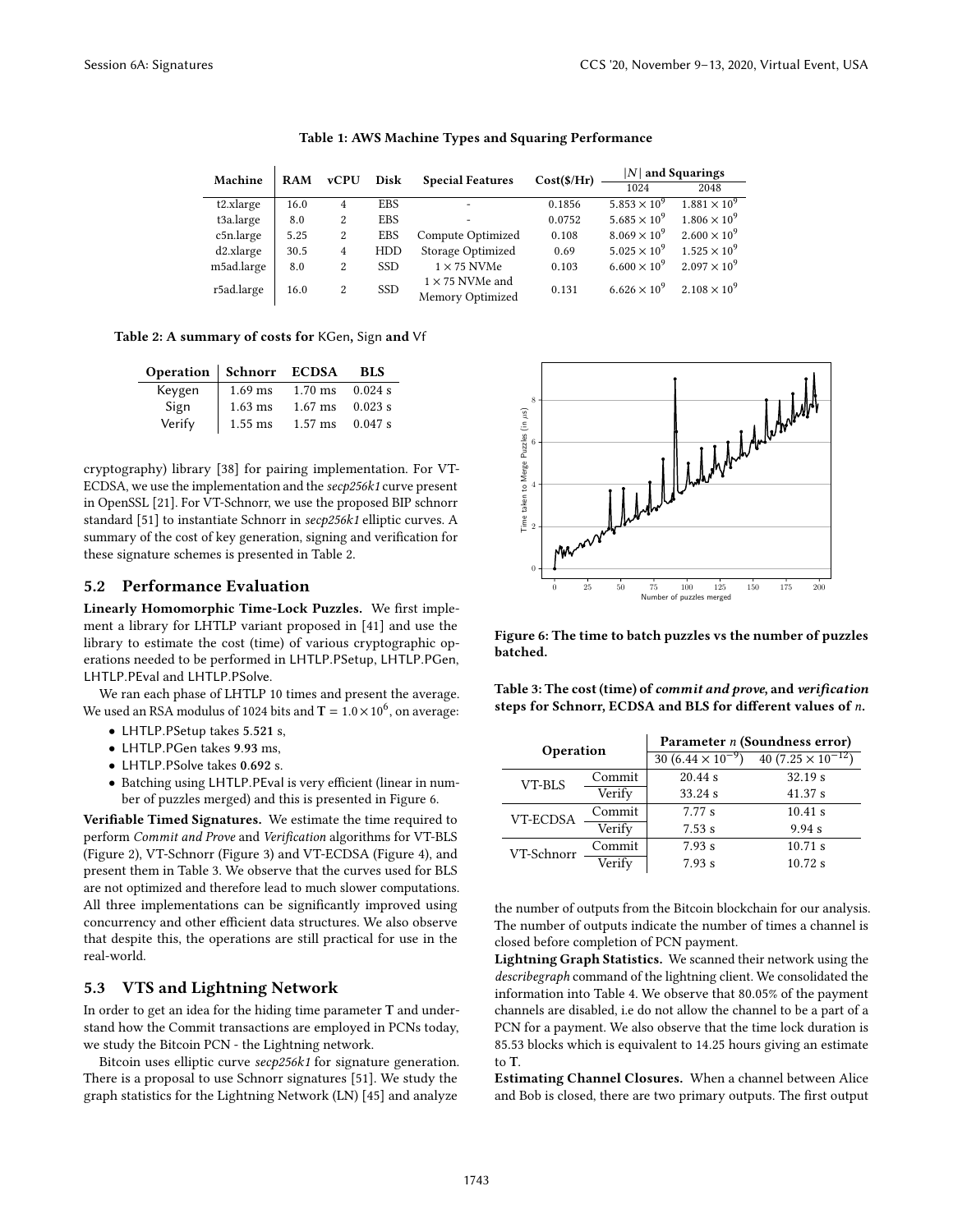**Table 1: AWS Machine Types and Squaring Performance**

| Machine | RAM | vCPU | Disk | Special Features | Cost($/Hr) | $\|N\|$ and Squarings | |
|---|---|---|---|---|---|---|---|
| | | | | | | 1024 | 2048 |
| t2.xlarge | 16.0 | 4 | EBS | - | 0.1856 | $5.853 \times 10^9$ | $1.881 \times 10^9$ |
| t3a.large | 8.0 | 2 | EBS | - | 0.0752 | $5.685 \times 10^9$ | $1.806 \times 10^9$ |
| c5n.large | 5.25 | 2 | EBS | Compute Optimized | 0.108 | $8.069 \times 10^9$ | $2.600 \times 10^9$ |
| d2.xlarge | 30.5 | 4 | HDD | Storage Optimized | 0.69 | $5.025 \times 10^9$ | $1.525 \times 10^9$ |
| m5ad.large | 8.0 | 2 | SSD | $1 \times 75$ NVMe | 0.103 | $6.600 \times 10^9$ | $2.097 \times 10^9$ |
| r5ad.large | 16.0 | 2 | SSD | $1 \times 75$ NVMe and Memory Optimized | 0.131 | $6.626 \times 10^9$ | $2.108 \times 10^9$ |

**Table 2: A summary of costs for** KGen, Sign **and** Vf

| Operation | Schnorr | ECDSA | BLS |
|---|---|---|---|
| Keygen | 1.69 ms | 1.70 ms | 0.024 s |
| Sign | 1.63 ms | 1.67 ms | 0.023 s |
| Verify | 1.55 ms | 1.57 ms | 0.047 s |

cryptography) library [38] for pairing implementation. For VT-ECDSA, we use the implementation and the *secp256k1* curve present in OpenSSL [21]. For VT-Schnorr, we use the proposed BIP schnorr standard [51] to instantiate Schnorr in *secp256k1* elliptic curves. A summary of the cost of key generation, signing and verification for these signature schemes is presented in Table 2.

## 5.2 Performance Evaluation

**Linearly Homomorphic Time-Lock Puzzles.** We first implement a library for LHTLP variant proposed in [41] and use the library to estimate the cost (time) of various cryptographic operations needed to be performed in LHTLP.PSetup, LHTLP.PGen, LHTLP.PEval and LHTLP.PSolve.

We ran each phase of LHTLP 10 times and present the average. We used an RSA modulus of 1024 bits and $\mathbf{T} = 1.0 \times 10^6$, on average:

- LHTLP.PSetup takes **5.521** s,
- LHTLP.PGen takes **9.93** ms,
- LHTLP.PSolve takes **0.692** s.
- Batching using LHTLP.PEval is very efficient (linear in number of puzzles merged) and this is presented in Figure 6.

**Verifiable Timed Signatures.** We estimate the time required to perform *Commit and Prove* and *Verification* algorithms for VT-BLS (Figure 2), VT-Schnorr (Figure 3) and VT-ECDSA (Figure 4), and present them in Table 3. We observe that the curves used for BLS are not optimized and therefore lead to much slower computations. All three implementations can be significantly improved using concurrency and other efficient data structures. We also observe that despite this, the operations are still practical for use in the real-world.

## 5.3 VTS and Lightning Network

In order to get an idea for the hiding time parameter $\mathbf{T}$ and understand how the Commit transactions are employed in PCNs today, we study the Bitcoin PCN - the Lightning network.

Bitcoin uses elliptic curve *secp256k1* for signature generation. There is a proposal to use Schnorr signatures [51]. We study the graph statistics for the Lightning Network (LN) [45] and analyze the number of outputs from the Bitcoin blockchain for our analysis. The number of outputs indicate the number of times a channel is closed before completion of PCN payment.

**Figure 6: The time to batch puzzles vs the number of puzzles batched.**

**Table 3: The cost (time) of *commit and prove*, and *verification* steps for Schnorr, ECDSA and BLS for different values of $n$.**

| Operation | | Parameter $n$ (Soundness error) | |
|---|---|---|---|
| | | 30 ($6.44 \times 10^{-9}$) | 40 ($7.25 \times 10^{-12}$) |
| VT-BLS | Commit | 20.44 s | 32.19 s |
| | Verify | 33.24 s | 41.37 s |
| VT-ECDSA | Commit | 7.77 s | 10.41 s |
| | Verify | 7.53 s | 9.94 s |
| VT-Schnorr | Commit | 7.93 s | 10.71 s |
| | Verify | 7.93 s | 10.72 s |

**Lightning Graph Statistics.** We scanned their network using the *describegraph* command of the lightning client. We consolidated the information into Table 4. We observe that 80.05% of the payment channels are disabled, i.e do not allow the channel to be a part of a PCN for a payment. We also observe that the time lock duration is 85.53 blocks which is equivalent to 14.25 hours giving an estimate to $\mathbf{T}$.

**Estimating Channel Closures.** When a channel between Alice and Bob is closed, there are two primary outputs. The first output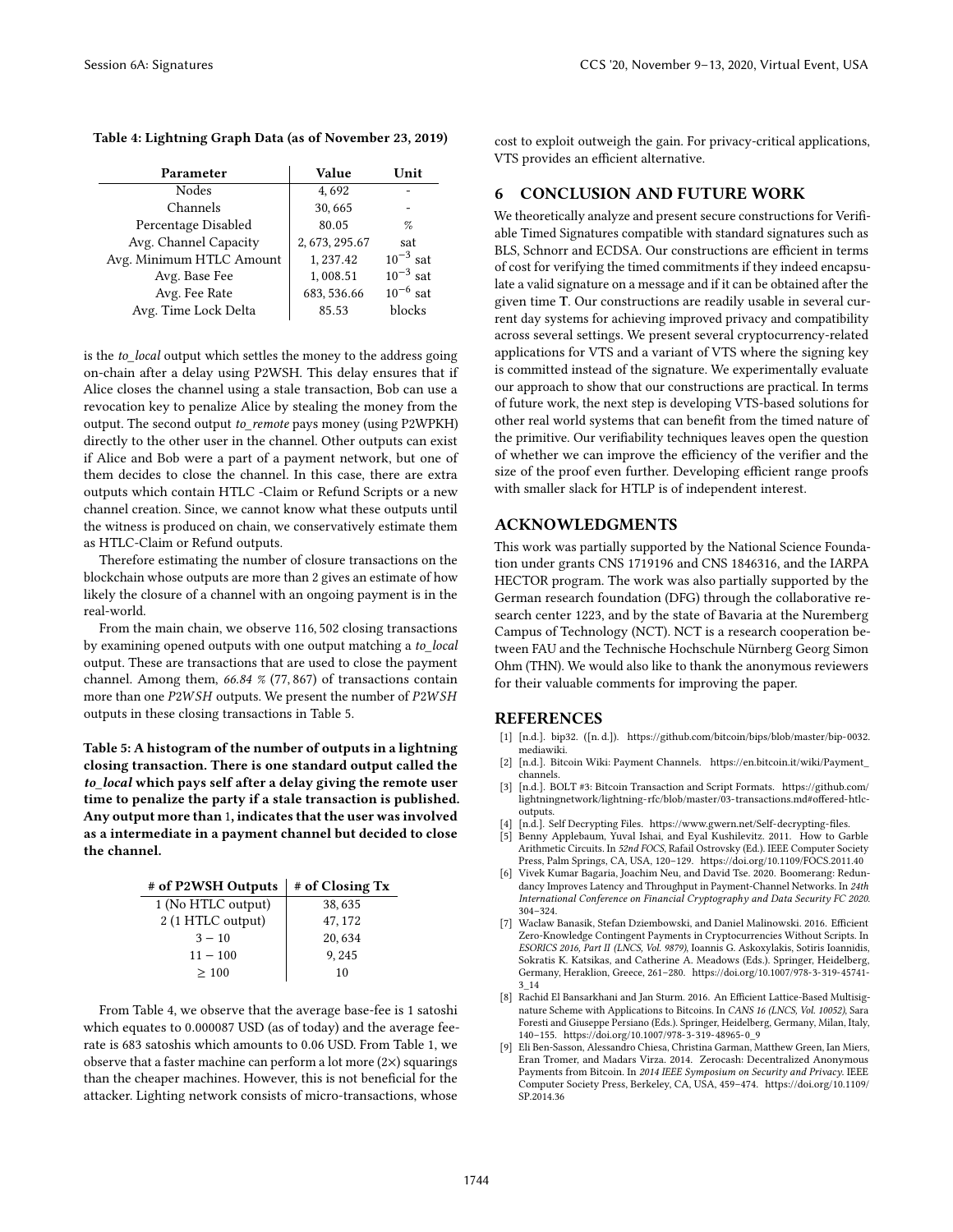**Table 4: Lightning Graph Data (as of November 23, 2019)**

| Parameter | Value | Unit |
|---|---|---|
| Nodes | 4,692 | - |
| Channels | 30,665 | - |
| Percentage Disabled | 80.05 | % |
| Avg. Channel Capacity | 2,673,295.67 | sat |
| Avg. Minimum HTLC Amount | 1,237.42 | $10^{-3}$ sat |
| Avg. Base Fee | 1,008.51 | $10^{-3}$ sat |
| Avg. Fee Rate | 683,536.66 | $10^{-6}$ sat |
| Avg. Time Lock Delta | 85.53 | blocks |

is the *to_local* output which settles the money to the address going on-chain after a delay using P2WSH. This delay ensures that if Alice closes the channel using a stale transaction, Bob can use a revocation key to penalize Alice by stealing the money from the output. The second output *to_remote* pays money (using P2WPKH) directly to the other user in the channel. Other outputs can exist if Alice and Bob were a part of a payment network, but one of them decides to close the channel. In this case, there are extra outputs which contain HTLC -Claim or Refund Scripts or a new channel creation. Since, we cannot know what these outputs until the witness is produced on chain, we conservatively estimate them as HTLC-Claim or Refund outputs.

Therefore estimating the number of closure transactions on the blockchain whose outputs are more than 2 gives an estimate of how likely the closure of a channel with an ongoing payment is in the real-world.

From the main chain, we observe 116,502 closing transactions by examining opened outputs with one output matching a *to_local* output. These are transactions that are used to close the payment channel. Among them, *66.84 %* (77,867) of transactions contain more than one *P2WSH* outputs. We present the number of *P2WSH* outputs in these closing transactions in Table 5.

**Table 5: A histogram of the number of outputs in a lightning closing transaction. There is one standard output called the *to_local* which pays self after a delay giving the remote user time to penalize the party if a stale transaction is published. Any output more than 1, indicates that the user was involved as a intermediate in a payment channel but decided to close the channel.**

| # of P2WSH Outputs | # of Closing Tx |
|---|---|
| 1 (No HTLC output) | 38,635 |
| 2 (1 HTLC output) | 47,172 |
| $3-10$ | 20,634 |
| $11-100$ | 9,245 |
| $\geq 100$ | 10 |

From Table 4, we observe that the average base-fee is 1 satoshi which equates to 0.000087 USD (as of today) and the average fee-rate is 683 satoshis which amounts to 0.06 USD. From Table 1, we observe that a faster machine can perform a lot more (2×) squarings than the cheaper machines. However, this is not beneficial for the attacker. Lighting network consists of micro-transactions, whose cost to exploit outweigh the gain. For privacy-critical applications, VTS provides an efficient alternative.

## 6 CONCLUSION AND FUTURE WORK

We theoretically analyze and present secure constructions for Verifiable Timed Signatures compatible with standard signatures such as BLS, Schnorr and ECDSA. Our constructions are efficient in terms of cost for verifying the timed commitments if they indeed encapsulate a valid signature on a message and if it can be obtained after the given time **T**. Our constructions are readily usable in several current day systems for achieving improved privacy and compatibility across several settings. We present several cryptocurrency-related applications for VTS and a variant of VTS where the signing key is committed instead of the signature. We experimentally evaluate our approach to show that our constructions are practical. In terms of future work, the next step is developing VTS-based solutions for other real world systems that can benefit from the timed nature of the primitive. Our verifiability techniques leaves open the question of whether we can improve the efficiency of the verifier and the size of the proof even further. Developing efficient range proofs with smaller slack for HTLP is of independent interest.

## ACKNOWLEDGMENTS

This work was partially supported by the National Science Foundation under grants CNS 1719196 and CNS 1846316, and the IARPA HECTOR program. The work was also partially supported by the German research foundation (DFG) through the collaborative research center 1223, and by the state of Bavaria at the Nuremberg Campus of Technology (NCT). NCT is a research cooperation between FAU and the Technische Hochschule Nürnberg Georg Simon Ohm (THN). We would also like to thank the anonymous reviewers for their valuable comments for improving the paper.

## REFERENCES

- [1] [n.d.]. bip32. ([n. d.]). https://github.com/bitcoin/bips/blob/master/bip-0032.mediawiki.
- [2] [n.d.]. Bitcoin Wiki: Payment Channels. https://en.bitcoin.it/wiki/Payment_channels.
- [3] [n.d.]. BOLT #3: Bitcoin Transaction and Script Formats. https://github.com/lightningnetwork/lightning-rfc/blob/master/03-transactions.md#offered-htlc-outputs.
- [4] [n.d.]. Self Decrypting Files. https://www.gwern.net/Self-decrypting-files.
- [5] Benny Applebaum, Yuval Ishai, and Eyal Kushilevitz. 2011. How to Garble Arithmetic Circuits. In *52nd FOCS*, Rafail Ostrovsky (Ed.). IEEE Computer Society Press, Palm Springs, CA, USA, 120–129. https://doi.org/10.1109/FOCS.2011.40
- [6] Vivek Kumar Bagaria, Joachim Neu, and David Tse. 2020. Boomerang: Redundancy Improves Latency and Throughput in Payment-Channel Networks. In *24th International Conference on Financial Cryptography and Data Security FC 2020*. 304–324.
- [7] Waclaw Banasik, Stefan Dziembowski, and Daniel Malinowski. 2016. Efficient Zero-Knowledge Contingent Payments in Cryptocurrencies Without Scripts. In *ESORICS 2016, Part II (LNCS, Vol. 9879)*, Ioannis G. Askoxylakis, Sotiris Ioannidis, Sokratis K. Katsikas, and Catherine A. Meadows (Eds.). Springer, Heidelberg, Germany, Heraklion, Greece, 261–280. https://doi.org/10.1007/978-3-319-45741-3_14
- [8] Rachid El Bansarkhani and Jan Sturm. 2016. An Efficient Lattice-Based Multisignature Scheme with Applications to Bitcoins. In *CANS 16 (LNCS, Vol. 10052)*, Sara Foresti and Giuseppe Persiano (Eds.). Springer, Heidelberg, Germany, Milan, Italy, 140–155. https://doi.org/10.1007/978-3-319-48965-0_9
- [9] Eli Ben-Sasson, Alessandro Chiesa, Christina Garman, Matthew Green, Ian Miers, Eran Tromer, and Madars Virza. 2014. Zerocash: Decentralized Anonymous Payments from Bitcoin. In *2014 IEEE Symposium on Security and Privacy*. IEEE Computer Society Press, Berkeley, CA, USA, 459–474. https://doi.org/10.1109/SP.2014.36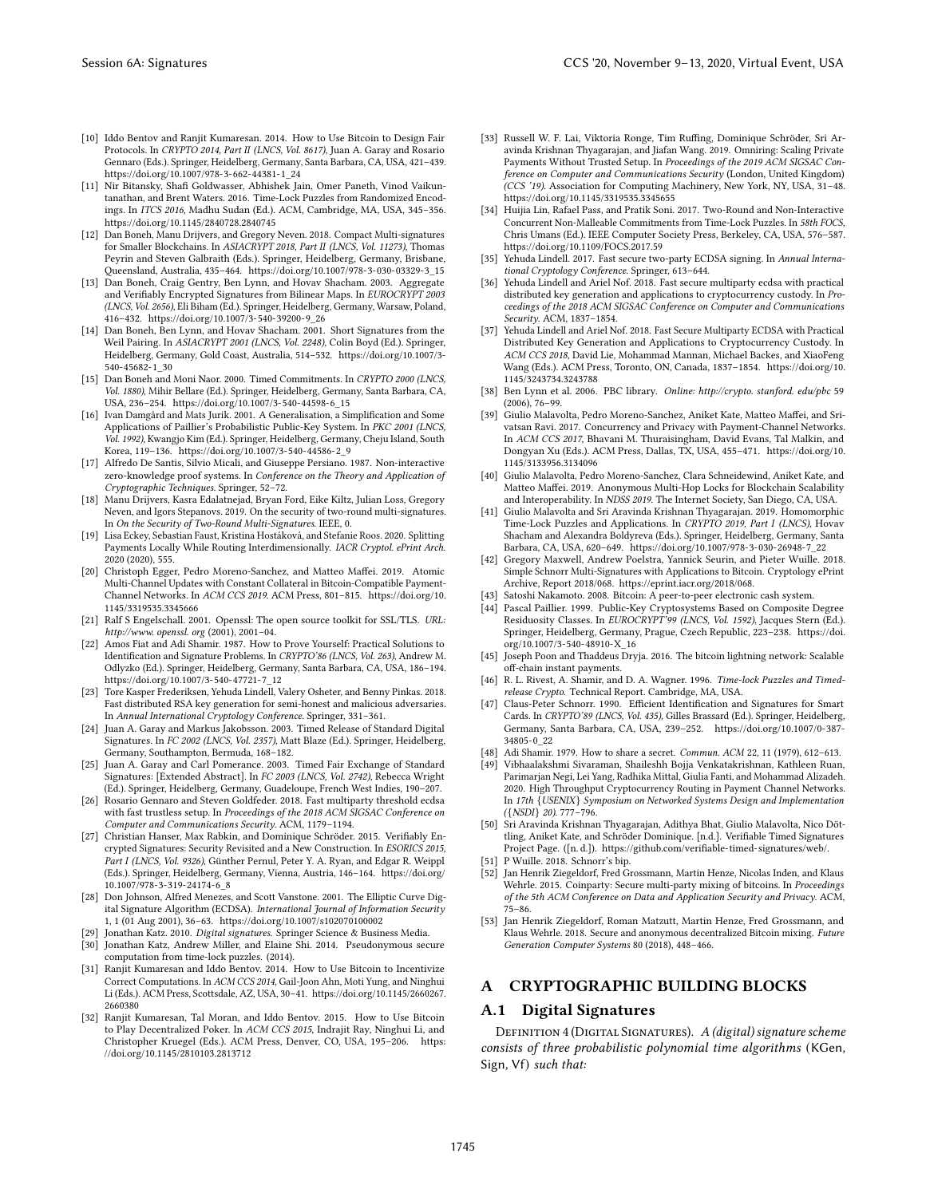[10] Iddo Bentov and Ranjit Kumaresan. 2014. How to Use Bitcoin to Design Fair Protocols. In *CRYPTO 2014, Part II (LNCS, Vol. 8617)*, Juan A. Garay and Rosario Gennaro (Eds.). Springer, Heidelberg, Germany, Santa Barbara, CA, USA, 421–439. https://doi.org/10.1007/978-3-662-44381-1_24

[11] Nir Bitansky, Shafi Goldwasser, Abhishek Jain, Omer Paneth, Vinod Vaikuntanathan, and Brent Waters. 2016. Time-Lock Puzzles from Randomized Encodings. In *ITCS 2016*, Madhu Sudan (Ed.). ACM, Cambridge, MA, USA, 345–356. https://doi.org/10.1145/2840728.2840745

[12] Dan Boneh, Manu Drijvers, and Gregory Neven. 2018. Compact Multi-signatures for Smaller Blockchains. In *ASIACRYPT 2018, Part II (LNCS, Vol. 11273)*, Thomas Peyrin and Steven Galbraith (Eds.). Springer, Heidelberg, Germany, Brisbane, Queensland, Australia, 435–464. https://doi.org/10.1007/978-3-030-03329-3_15

[13] Dan Boneh, Craig Gentry, Ben Lynn, and Hovav Shacham. 2003. Aggregate and Verifiably Encrypted Signatures from Bilinear Maps. In *EUROCRYPT 2003 (LNCS, Vol. 2656)*, Eli Biham (Ed.). Springer, Heidelberg, Germany, Warsaw, Poland, 416–432. https://doi.org/10.1007/3-540-39200-9_26

[14] Dan Boneh, Ben Lynn, and Hovav Shacham. 2001. Short Signatures from the Weil Pairing. In *ASIACRYPT 2001 (LNCS, Vol. 2248)*, Colin Boyd (Ed.). Springer, Heidelberg, Germany, Gold Coast, Australia, 514–532. https://doi.org/10.1007/3-540-45682-1_30

[15] Dan Boneh and Moni Naor. 2000. Timed Commitments. In *CRYPTO 2000 (LNCS, Vol. 1880)*, Mihir Bellare (Ed.). Springer, Heidelberg, Germany, Santa Barbara, CA, USA, 236–254. https://doi.org/10.1007/3-540-44598-6_15

[16] Ivan Damgård and Mats Jurik. 2001. A Generalisation, a Simplification and Some Applications of Paillier's Probabilistic Public-Key System. In *PKC 2001 (LNCS, Vol. 1992)*, Kwangjo Kim (Ed.). Springer, Heidelberg, Germany, Cheju Island, South Korea, 119–136. https://doi.org/10.1007/3-540-44586-2_9

[17] Alfredo De Santis, Silvio Micali, and Giuseppe Persiano. 1987. Non-interactive zero-knowledge proof systems. In *Conference on the Theory and Application of Cryptographic Techniques*. Springer, 52–72.

[18] Manu Drijvers, Kasra Edalatnejad, Bryan Ford, Eike Kiltz, Julian Loss, Gregory Neven, and Igors Stepanovs. 2019. On the security of two-round multi-signatures. In *On the Security of Two-Round Multi-Signatures*. IEEE, 0.

[19] Lisa Eckey, Sebastian Faust, Kristina Hostáková, and Stefanie Roos. 2020. Splitting Payments Locally While Routing Interdimensionally. *IACR Cryptol. ePrint Arch.* 2020 (2020), 555.

[20] Christoph Egger, Pedro Moreno-Sanchez, and Matteo Maffei. 2019. Atomic Multi-Channel Updates with Constant Collateral in Bitcoin-Compatible Payment-Channel Networks. In *ACM CCS 2019*. ACM Press, 801–815. https://doi.org/10.1145/3319535.3345666

[21] Ralf S Engelschall. 2001. Openssl: The open source toolkit for SSL/TLS. *URL: http://www. openssl. org* (2001), 2001–04.

[22] Amos Fiat and Adi Shamir. 1987. How to Prove Yourself: Practical Solutions to Identification and Signature Problems. In *CRYPTO'86 (LNCS, Vol. 263)*, Andrew M. Odlyzko (Ed.). Springer, Heidelberg, Germany, Santa Barbara, CA, USA, 186–194. https://doi.org/10.1007/3-540-47721-7_12

[23] Tore Kasper Frederiksen, Yehuda Lindell, Valery Osheter, and Benny Pinkas. 2018. Fast distributed RSA key generation for semi-honest and malicious adversaries. In *Annual International Cryptology Conference*. Springer, 331–361.

[24] Juan A. Garay and Markus Jakobsson. 2003. Timed Release of Standard Digital Signatures. In *FC 2002 (LNCS, Vol. 2357)*, Matt Blaze (Ed.). Springer, Heidelberg, Germany, Southampton, Bermuda, 168–182.

[25] Juan A. Garay and Carl Pomerance. 2003. Timed Fair Exchange of Standard Signatures: [Extended Abstract]. In *FC 2003 (LNCS, Vol. 2742)*, Rebecca Wright (Ed.). Springer, Heidelberg, Germany, Guadeloupe, French West Indies, 190–207.

[26] Rosario Gennaro and Steven Goldfeder. 2018. Fast multiparty threshold ecdsa with fast trustless setup. In *Proceedings of the 2018 ACM SIGSAC Conference on Computer and Communications Security*. ACM, 1179–1194.

[27] Christian Hanser, Max Rabkin, and Dominique Schröder. 2015. Verifiably Encrypted Signatures: Security Revisited and a New Construction. In *ESORICS 2015, Part I (LNCS, Vol. 9326)*, Günther Pernul, Peter Y. A. Ryan, and Edgar R. Weippl (Eds.). Springer, Heidelberg, Germany, Vienna, Austria, 146–164. https://doi.org/10.1007/978-3-319-24174-6_8

[28] Don Johnson, Alfred Menezes, and Scott Vanstone. 2001. The Elliptic Curve Digital Signature Algorithm (ECDSA). *International Journal of Information Security* 1, 1 (01 Aug 2001), 36–63. https://doi.org/10.1007/s102070100002

[29] Jonathan Katz. 2010. *Digital signatures*. Springer Science & Business Media.

[30] Jonathan Katz, Andrew Miller, and Elaine Shi. 2014. Pseudonymous secure computation from time-lock puzzles. (2014).

[31] Ranjit Kumaresan and Iddo Bentov. 2014. How to Use Bitcoin to Incentivize Correct Computations. In *ACM CCS 2014*, Gail-Joon Ahn, Moti Yung, and Ninghui Li (Eds.). ACM Press, Scottsdale, AZ, USA, 30–41. https://doi.org/10.1145/2660267.2660380

[32] Ranjit Kumaresan, Tal Moran, and Iddo Bentov. 2015. How to Use Bitcoin to Play Decentralized Poker. In *ACM CCS 2015*, Indrajit Ray, Ninghui Li, and Christopher Kruegel (Eds.). ACM Press, Denver, CO, USA, 195–206. https://doi.org/10.1145/2810103.2813712

[33] Russell W. F. Lai, Viktoria Ronge, Tim Ruffing, Dominique Schröder, Sri Aravinda Krishnan Thyagarajan, and Jiafan Wang. 2019. Omniring: Scaling Private Payments Without Trusted Setup. In *Proceedings of the 2019 ACM SIGSAC Conference on Computer and Communications Security* (London, United Kingdom) *(CCS '19)*. Association for Computing Machinery, New York, NY, USA, 31–48. https://doi.org/10.1145/3319535.3345655

[34] Huijia Lin, Rafael Pass, and Pratik Soni. 2017. Two-Round and Non-Interactive Concurrent Non-Malleable Commitments from Time-Lock Puzzles. In *58th FOCS*, Chris Umans (Ed.). IEEE Computer Society Press, Berkeley, CA, USA, 576–587. https://doi.org/10.1109/FOCS.2017.59

[35] Yehuda Lindell. 2017. Fast secure two-party ECDSA signing. In *Annual International Cryptology Conference*. Springer, 613–644.

[36] Yehuda Lindell and Ariel Nof. 2018. Fast secure multiparty ecdsa with practical distributed key generation and applications to cryptocurrency custody. In *Proceedings of the 2018 ACM SIGSAC Conference on Computer and Communications Security*. ACM, 1837–1854.

[37] Yehuda Lindell and Ariel Nof. 2018. Fast Secure Multiparty ECDSA with Practical Distributed Key Generation and Applications to Cryptocurrency Custody. In *ACM CCS 2018*, David Lie, Mohammad Mannan, Michael Backes, and XiaoFeng Wang (Eds.). ACM Press, Toronto, ON, Canada, 1837–1854. https://doi.org/10.1145/3243734.3243788

[38] Ben Lynn et al. 2006. PBC library. *Online: http://crypto. stanford. edu/pbc* 59 (2006), 76–99.

[39] Giulio Malavolta, Pedro Moreno-Sanchez, Aniket Kate, Matteo Maffei, and Srivatsan Ravi. 2017. Concurrency and Privacy with Payment-Channel Networks. In *ACM CCS 2017*, Bhavani M. Thuraisingham, David Evans, Tal Malkin, and Dongyan Xu (Eds.). ACM Press, Dallas, TX, USA, 455–471. https://doi.org/10.1145/3133956.3134096

[40] Giulio Malavolta, Pedro Moreno-Sanchez, Clara Schneidewind, Aniket Kate, and Matteo Maffei. 2019. Anonymous Multi-Hop Locks for Blockchain Scalability and Interoperability. In *NDSS 2019*. The Internet Society, San Diego, CA, USA.

[41] Giulio Malavolta and Sri Aravinda Krishnan Thyagarajan. 2019. Homomorphic Time-Lock Puzzles and Applications. In *CRYPTO 2019, Part I (LNCS)*, Hovav Shacham and Alexandra Boldyreva (Eds.). Springer, Heidelberg, Germany, Santa Barbara, CA, USA, 620–649. https://doi.org/10.1007/978-3-030-26948-7_22

[42] Gregory Maxwell, Andrew Poelstra, Yannick Seurin, and Pieter Wuille. 2018. Simple Schnorr Multi-Signatures with Applications to Bitcoin. Cryptology ePrint Archive, Report 2018/068. https://eprint.iacr.org/2018/068.

[43] Satoshi Nakamoto. 2008. Bitcoin: A peer-to-peer electronic cash system.

[44] Pascal Paillier. 1999. Public-Key Cryptosystems Based on Composite Degree Residuosity Classes. In *EUROCRYPT'99 (LNCS, Vol. 1592)*, Jacques Stern (Ed.). Springer, Heidelberg, Germany, Prague, Czech Republic, 223–238. https://doi.org/10.1007/3-540-48910-X_16

[45] Joseph Poon and Thaddeus Dryja. 2016. The bitcoin lightning network: Scalable off-chain instant payments.

[46] R. L. Rivest, A. Shamir, and D. A. Wagner. 1996. *Time-lock Puzzles and Timed-release Crypto*. Technical Report. Cambridge, MA, USA.

[47] Claus-Peter Schnorr. 1990. Efficient Identification and Signatures for Smart Cards. In *CRYPTO'89 (LNCS, Vol. 435)*, Gilles Brassard (Ed.). Springer, Heidelberg, Germany, Santa Barbara, CA, USA, 239–252. https://doi.org/10.1007/0-387-34805-0_22

[48] Adi Shamir. 1979. How to share a secret. *Commun. ACM* 22, 11 (1979), 612–613.

[49] Vibhaalakshmi Sivaraman, Shaileshh Bojja Venkatakrishnan, Kathleen Ruan, Parimarjan Negi, Lei Yang, Radhika Mittal, Giulia Fanti, and Mohammad Alizadeh. 2020. High Throughput Cryptocurrency Routing in Payment Channel Networks. In *17th {USENIX} Symposium on Networked Systems Design and Implementation ({NSDI} 20)*. 777–796.

[50] Sri Aravinda Krishnan Thyagarajan, Adithya Bhat, Giulio Malavolta, Nico Döttling, Aniket Kate, and Schröder Dominique. [n.d.]. Verifiable Timed Signatures Project Page. ([n. d.]). https://github.com/verifiable-timed-signatures/web/.

[51] P Wuille. 2018. Schnorr's bip.

[52] Jan Henrik Ziegeldorf, Fred Grossmann, Martin Henze, Nicolas Inden, and Klaus Wehrle. 2015. Coinparty: Secure multi-party mixing of bitcoins. In *Proceedings of the 5th ACM Conference on Data and Application Security and Privacy*. ACM, 75–86.

[53] Jan Henrik Ziegeldorf, Roman Matzutt, Martin Henze, Fred Grossmann, and Klaus Wehrle. 2018. Secure and anonymous decentralized Bitcoin mixing. *Future Generation Computer Systems* 80 (2018), 448–466.

# A CRYPTOGRAPHIC BUILDING BLOCKS

## A.1 Digital Signatures

Definition 4 (Digital Signatures). *A (digital) signature scheme consists of three probabilistic polynomial time algorithms* (KGen, Sign, Vf) *such that:*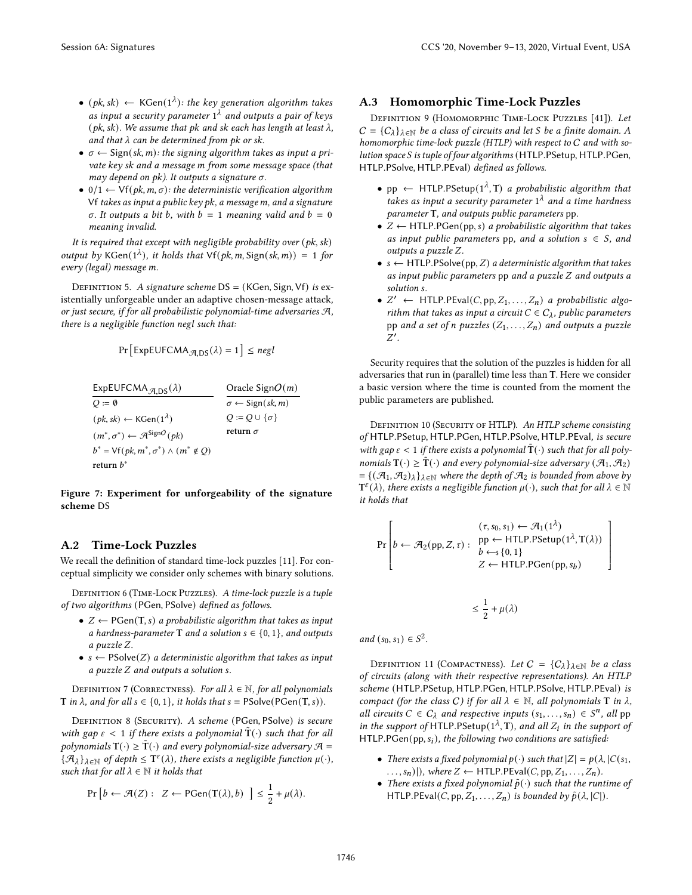- $(pk, sk) \leftarrow \mathsf{KGen}(1^\lambda)$*: the key generation algorithm takes as input a security parameter* $1^\lambda$ *and outputs a pair of keys* $(pk, sk)$*. We assume that* $pk$ *and* $sk$ *each has length at least* $\lambda$*, and that* $\lambda$ *can be determined from* $pk$ *or* $sk$*.*
- $\sigma \leftarrow \mathsf{Sign}(sk, m)$*: the signing algorithm takes as input a private key* $sk$ *and a message* $m$ *from some message space (that may depend on* $pk$*). It outputs a signature* $\sigma$*.*
- $0/1 \leftarrow \mathsf{Vf}(pk, m, \sigma)$*: the deterministic verification algorithm* Vf *takes as input a public key* $pk$*, a message* $m$*, and a signature* $\sigma$*. It outputs a bit* $b$*, with* $b = 1$ *meaning valid and* $b = 0$ *meaning invalid.*

*It is required that except with negligible probability over* $(pk, sk)$ *output by* $\mathsf{KGen}(1^\lambda)$*, it holds that* $\mathsf{Vf}(pk, m, \mathsf{Sign}(sk, m)) = 1$ *for every (legal) message* $m$*.*

Definition 5. *A signature scheme* DS = (KGen, Sign, Vf) *is existentially unforgeable under an adaptive chosen-message attack, or just secure, if for all probabilistic polynomial-time adversaries* $\mathcal{A}$*, there is a negligible function negl such that:*

$$\Pr\left[\mathsf{ExpEUFCMA}_{\mathcal{A},\mathsf{DS}}(\lambda) = 1\right] \leq negl$$

| $\mathsf{ExpEUFCMA}_{\mathcal{A},\mathsf{DS}}(\lambda)$ | Oracle $\mathsf{Sign}O(m)$ |
|---|---|
| $Q := \emptyset$ | $\sigma \leftarrow \mathsf{Sign}(sk, m)$ |
| $(pk, sk) \leftarrow \mathsf{KGen}(1^\lambda)$ | $Q := Q \cup \{\sigma\}$ |
| $(m^*, \sigma^*) \leftarrow \mathcal{A}^{\mathsf{Sign}O}(pk)$ | **return** $\sigma$ |
| $b^* = \mathsf{Vf}(pk, m^*, \sigma^*) \wedge (m^* \notin Q)$ | |
| **return** $b^*$ | |

**Figure 7: Experiment for unforgeability of the signature scheme DS**

## A.2 Time-Lock Puzzles

We recall the definition of standard time-lock puzzles [11]. For conceptual simplicity we consider only schemes with binary solutions.

Definition 6 (Time-Lock Puzzles). *A time-lock puzzle is a tuple of two algorithms* (PGen, PSolve) *defined as follows.*

- $Z \leftarrow \mathsf{PGen}(\mathbf{T}, s)$ *a probabilistic algorithm that takes as input a hardness-parameter* $\mathbf{T}$ *and a solution* $s \in \{0, 1\}$*, and outputs a puzzle* $Z$*.*
- $s \leftarrow \mathsf{PSolve}(Z)$ *a deterministic algorithm that takes as input a puzzle* $Z$ *and outputs a solution* $s$*.*

Definition 7 (Correctness). *For all* $\lambda \in \mathbb{N}$*, for all polynomials* $\mathbf{T}$ *in* $\lambda$*, and for all* $s \in \{0, 1\}$*, it holds that* $s = \mathsf{PSolve}(\mathsf{PGen}(\mathbf{T}, s))$*.*

Definition 8 (Security). *A scheme* (PGen, PSolve) *is secure with gap* $\varepsilon < 1$ *if there exists a polynomial* $\tilde{\mathbf{T}}(\cdot)$ *such that for all polynomials* $\mathbf{T}(\cdot) \geq \tilde{\mathbf{T}}(\cdot)$ *and every polynomial-size adversary* $\mathcal{A} = \{\mathcal{A}_\lambda\}_{\lambda \in \mathbb{N}}$ *of depth* $\leq \mathbf{T}^\varepsilon(\lambda)$*, there exists a negligible function* $\mu(\cdot)$*, such that for all* $\lambda \in \mathbb{N}$ *it holds that*

$$\Pr\left[b \leftarrow \mathcal{A}(Z) : \ Z \leftarrow \mathsf{PGen}(\mathbf{T}(\lambda), b)\ \right] \leq \frac{1}{2} + \mu(\lambda).$$

## A.3 Homomorphic Time-Lock Puzzles

Definition 9 (Homomorphic Time-Lock Puzzles [41]). *Let* $C = \{C_\lambda\}_{\lambda \in \mathbb{N}}$ *be a class of circuits and let* $S$ *be a finite domain. A homomorphic time-lock puzzle (HTLP) with respect to* $C$ *and with solution space* $S$ *is tuple of four algorithms* (HTLP.PSetup, HTLP.PGen, HTLP.PSolve, HTLP.PEval) *defined as follows.*

- $\mathsf{pp} \leftarrow \mathsf{HTLP.PSetup}(1^\lambda, \mathbf{T})$ *a probabilistic algorithm that takes as input a security parameter* $1^\lambda$ *and a time hardness parameter* $\mathbf{T}$*, and outputs public parameters* pp*.*
- $Z \leftarrow \mathsf{HTLP.PGen}(\mathsf{pp}, s)$ *a probabilistic algorithm that takes as input public parameters* pp*, and a solution* $s \in S$*, and outputs a puzzle* $Z$*.*
- $s \leftarrow \mathsf{HTLP.PSolve}(\mathsf{pp}, Z)$ *a deterministic algorithm that takes as input public parameters* pp *and a puzzle* $Z$ *and outputs a solution* $s$*.*
- $Z' \leftarrow \mathsf{HTLP.PEval}(C, \mathsf{pp}, Z_1, \ldots, Z_n)$ *a probabilistic algorithm that takes as input a circuit* $C \in C_\lambda$*, public parameters* pp *and a set of* $n$ *puzzles* $(Z_1, \ldots, Z_n)$ *and outputs a puzzle* $Z'$*.*

Security requires that the solution of the puzzles is hidden for all adversaries that run in (parallel) time less than $\mathbf{T}$. Here we consider a basic version where the time is counted from the moment the public parameters are published.

Definition 10 (Security of HTLP). *An HTLP scheme consisting of* HTLP.PSetup, HTLP.PGen, HTLP.PSolve, HTLP.PEval*, is secure with gap* $\varepsilon < 1$ *if there exists a polynomial* $\tilde{\mathbf{T}}(\cdot)$ *such that for all polynomials* $\mathbf{T}(\cdot) \geq \tilde{\mathbf{T}}(\cdot)$ *and every polynomial-size adversary* $(\mathcal{A}_1, \mathcal{A}_2) = \{(\mathcal{A}_1, \mathcal{A}_2)_\lambda\}_{\lambda \in \mathbb{N}}$ *where the depth of* $\mathcal{A}_2$ *is bounded from above by* $\mathbf{T}^\varepsilon(\lambda)$*, there exists a negligible function* $\mu(\cdot)$*, such that for all* $\lambda \in \mathbb{N}$ *it holds that*

$$\Pr\left[b \leftarrow \mathcal{A}_2(\mathsf{pp}, Z, \tau) : \begin{array}{l} (\tau, s_0, s_1) \leftarrow \mathcal{A}_1(1^\lambda) \\ \mathsf{pp} \leftarrow \mathsf{HTLP.PSetup}(1^\lambda, \mathbf{T}(\lambda)) \\ b \leftarrow\!\!\$\, \{0, 1\} \\ Z \leftarrow \mathsf{HTLP.PGen}(\mathsf{pp}, s_b) \end{array}\right]$$

$$\leq \frac{1}{2} + \mu(\lambda)$$

*and* $(s_0, s_1) \in S^2$*.*

Definition 11 (Compactness). *Let* $C = \{C_\lambda\}_{\lambda \in \mathbb{N}}$ *be a class of circuits (along with their respective representations). An HTLP scheme* (HTLP.PSetup, HTLP.PGen, HTLP.PSolve, HTLP.PEval) *is compact (for the class* $C$*) if for all* $\lambda \in \mathbb{N}$*, all polynomials* $\mathbf{T}$ *in* $\lambda$*, all circuits* $C \in C_\lambda$ *and respective inputs* $(s_1, \ldots, s_n) \in S^n$*, all* pp *in the support of* $\mathsf{HTLP.PSetup}(1^\lambda, \mathbf{T})$*, and all* $Z_i$ *in the support of* $\mathsf{HTLP.PGen}(\mathsf{pp}, s_i)$*, the following two conditions are satisfied:*

- *There exists a fixed polynomial* $p(\cdot)$ *such that* $|Z| = p(\lambda, |C(s_1, \ldots, s_n)|)$*, where* $Z \leftarrow \mathsf{HTLP.PEval}(C, \mathsf{pp}, Z_1, \ldots, Z_n)$*.*
- *There exists a fixed polynomial* $\tilde{p}(\cdot)$ *such that the runtime of* $\mathsf{HTLP.PEval}(C, \mathsf{pp}, Z_1, \ldots, Z_n)$ *is bounded by* $\tilde{p}(\lambda, |C|)$*.*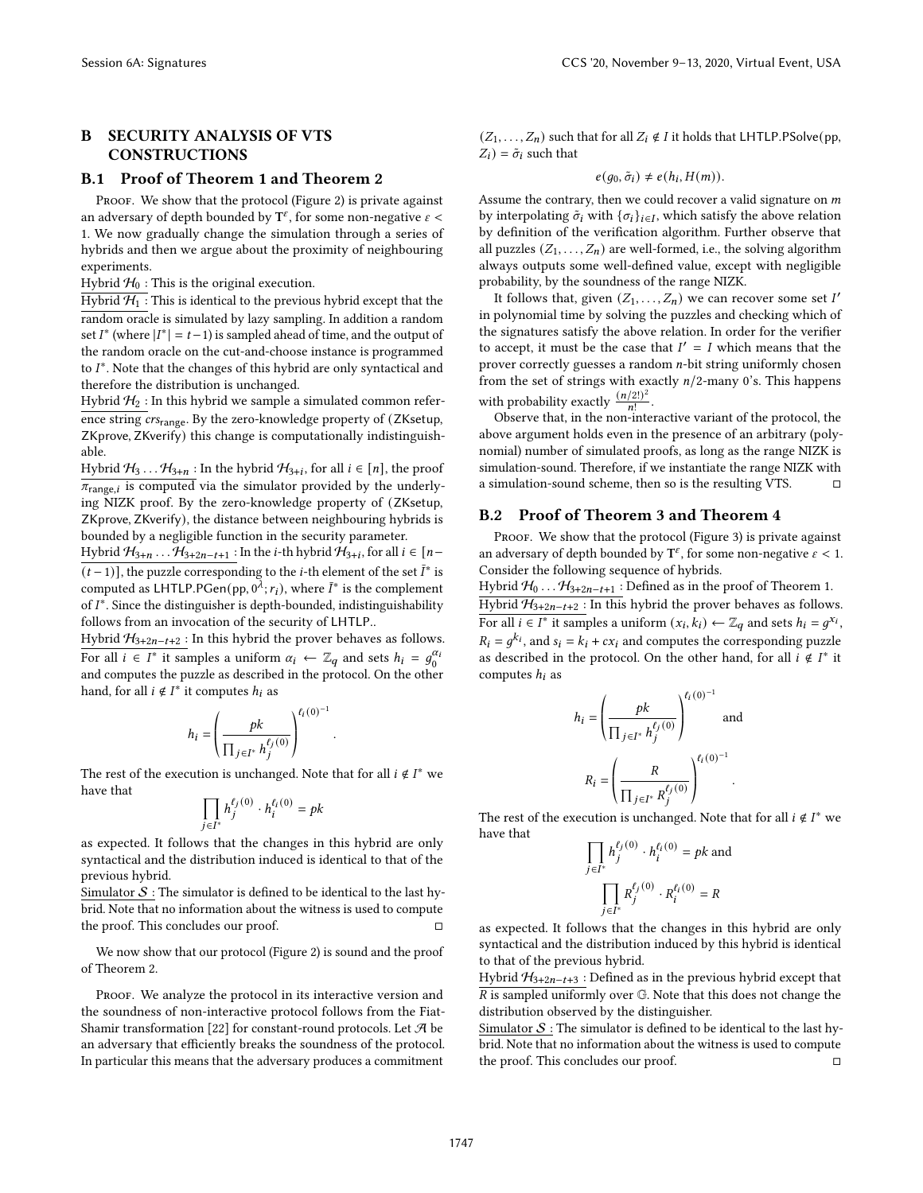## B SECURITY ANALYSIS OF VTS CONSTRUCTIONS

### B.1 Proof of Theorem 1 and Theorem 2

Proof. We show that the protocol (Figure 2) is private against an adversary of depth bounded by $\mathsf{T}^{\varepsilon}$, for some non-negative $\varepsilon < 1$. We now gradually change the simulation through a series of hybrids and then we argue about the proximity of neighbouring experiments.

Hybrid $\mathcal{H}_0$ : This is the original execution.

Hybrid $\mathcal{H}_1$ : This is identical to the previous hybrid except that the random oracle is simulated by lazy sampling. In addition a random set $I^*$ (where $|I^*| = t-1$) is sampled ahead of time, and the output of the random oracle on the cut-and-choose instance is programmed to $I^*$. Note that the changes of this hybrid are only syntactical and therefore the distribution is unchanged.

Hybrid $\mathcal{H}_2$ : In this hybrid we sample a simulated common reference string $crs_{\text{range}}$. By the zero-knowledge property of (ZKsetup, ZKprove, ZKverify) this change is computationally indistinguishable.

Hybrid $\mathcal{H}_3 \dots \mathcal{H}_{3+n}$ : In the hybrid $\mathcal{H}_{3+i}$, for all $i \in [n]$, the proof $\pi_{\text{range},i}$ is computed via the simulator provided by the underlying NIZK proof. By the zero-knowledge property of (ZKsetup, ZKprove, ZKverify), the distance between neighbouring hybrids is bounded by a negligible function in the security parameter.

Hybrid $\mathcal{H}_{3+n} \dots \mathcal{H}_{3+2n-t+1}$ : In the $i$-th hybrid $\mathcal{H}_{3+i}$, for all $i \in [n-(t-1)]$, the puzzle corresponding to the $i$-th element of the set $\bar{I}^*$ is computed as $\mathsf{LHTLP.PGen}(\mathsf{pp}, 0^{\lambda}; r_i)$, where $\bar{I}^*$ is the complement of $I^*$. Since the distinguisher is depth-bounded, indistinguishability follows from an invocation of the security of LHTLP..

Hybrid $\mathcal{H}_{3+2n-t+2}$ : In this hybrid the prover behaves as follows. For all $i \in I^*$ it samples a uniform $\alpha_i \leftarrow \mathbb{Z}_q$ and sets $h_i = g_0^{\alpha_i}$ and computes the puzzle as described in the protocol. On the other hand, for all $i \notin I^*$ it computes $h_i$ as

$$h_i = \left( \frac{pk}{\prod_{j \in I^*} h_j^{\ell_j(0)}} \right)^{\ell_i(0)^{-1}}.$$

The rest of the execution is unchanged. Note that for all $i \notin I^*$ we have that

$$\prod_{j \in I^*} h_j^{\ell_j(0)} \cdot h_i^{\ell_i(0)} = pk$$

as expected. It follows that the changes in this hybrid are only syntactical and the distribution induced is identical to that of the previous hybrid.

Simulator $\mathcal{S}$ : The simulator is defined to be identical to the last hybrid. Note that no information about the witness is used to compute the proof. This concludes our proof. □

We now show that our protocol (Figure 2) is sound and the proof of Theorem 2.

Proof. We analyze the protocol in its interactive version and the soundness of non-interactive protocol follows from the Fiat-Shamir transformation [22] for constant-round protocols. Let $\mathcal{A}$ be an adversary that efficiently breaks the soundness of the protocol. In particular this means that the adversary produces a commitment $(Z_1, \dots, Z_n)$ such that for all $Z_i \notin I$ it holds that $\mathsf{LHTLP.PSolve}(\mathsf{pp}, Z_i) = \tilde{\sigma}_i$ such that

$$e(g_0, \tilde{\sigma}_i) \neq e(h_i, H(m)).$$

Assume the contrary, then we could recover a valid signature on $m$ by interpolating $\tilde{\sigma}_i$ with $\{\sigma_i\}_{i \in I}$, which satisfy the above relation by definition of the verification algorithm. Further observe that all puzzles $(Z_1, \dots, Z_n)$ are well-formed, i.e., the solving algorithm always outputs some well-defined value, except with negligible probability, by the soundness of the range NIZK.

It follows that, given $(Z_1, \dots, Z_n)$ we can recover some set $I'$ in polynomial time by solving the puzzles and checking which of the signatures satisfy the above relation. In order for the verifier to accept, it must be the case that $I' = I$ which means that the prover correctly guesses a random $n$-bit string uniformly chosen from the set of strings with exactly $n/2$-many 0's. This happens with probability exactly $\frac{(n/2!)^2}{n!}$.

Observe that, in the non-interactive variant of the protocol, the above argument holds even in the presence of an arbitrary (polynomial) number of simulated proofs, as long as the range NIZK is simulation-sound. Therefore, if we instantiate the range NIZK with a simulation-sound scheme, then so is the resulting VTS. □

### B.2 Proof of Theorem 3 and Theorem 4

Proof. We show that the protocol (Figure 3) is private against an adversary of depth bounded by $\mathsf{T}^{\varepsilon}$, for some non-negative $\varepsilon < 1$. Consider the following sequence of hybrids.

Hybrid $\mathcal{H}_0 \dots \mathcal{H}_{3+2n-t+1}$ : Defined as in the proof of Theorem 1.

Hybrid $\mathcal{H}_{3+2n-t+2}$ : In this hybrid the prover behaves as follows. For all $i \in I^*$ it samples a uniform $(x_i, k_i) \leftarrow \mathbb{Z}_q$ and sets $h_i = g^{x_i}$, $R_i = g^{k_i}$, and $s_i = k_i + cx_i$ and computes the corresponding puzzle as described in the protocol. On the other hand, for all $i \notin I^*$ it computes $h_i$ as

$$h_i = \left( \frac{pk}{\prod_{j \in I^*} h_j^{\ell_j(0)}} \right)^{\ell_i(0)^{-1}} \text{ and}$$

$$R_i = \left( \frac{R}{\prod_{j \in I^*} R_j^{\ell_j(0)}} \right)^{\ell_i(0)^{-1}}.$$

The rest of the execution is unchanged. Note that for all $i \notin I^*$ we have that

$$\prod_{j \in I^*} h_j^{\ell_j(0)} \cdot h_i^{\ell_i(0)} = pk \text{ and}$$

$$\prod_{j \in I^*} R_j^{\ell_j(0)} \cdot R_i^{\ell_i(0)} = R$$

as expected. It follows that the changes in this hybrid are only syntactical and the distribution induced by this hybrid is identical to that of the previous hybrid.

Hybrid $\mathcal{H}_{3+2n-t+3}$ : Defined as in the previous hybrid except that $R$ is sampled uniformly over $\mathbb{G}$. Note that this does not change the distribution observed by the distinguisher.

Simulator $\mathcal{S}$ : The simulator is defined to be identical to the last hybrid. Note that no information about the witness is used to compute the proof. This concludes our proof. □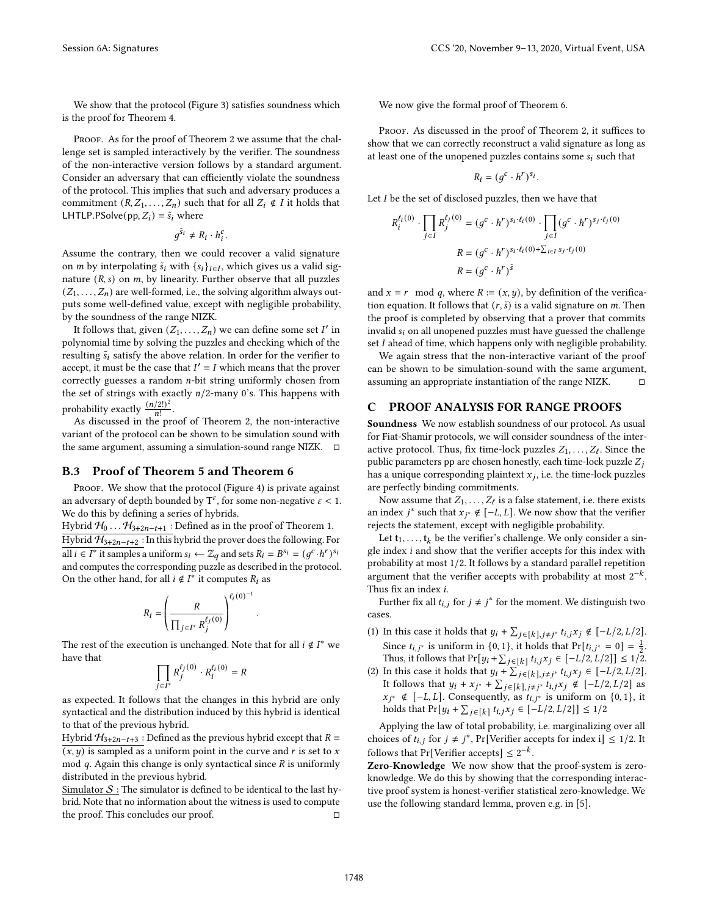We show that the protocol (Figure 3) satisfies soundness which is the proof for Theorem 4.

Proof. As for the proof of Theorem 2 we assume that the challenge set is sampled interactively by the verifier. The soundness of the non-interactive version follows by a standard argument. Consider an adversary that can efficiently violate the soundness of the protocol. This implies that such and adversary produces a commitment $(R, Z_1, \ldots, Z_n)$ such that for all $Z_i \notin I$ it holds that $\mathsf{LHTLP.PSolve}(\mathsf{pp}, Z_i) = \tilde{s}_i$ where

$$g^{\tilde{s}_i} \neq R_i \cdot h_i^c.$$

Assume the contrary, then we could recover a valid signature on $m$ by interpolating $\tilde{s}_i$ with $\{s_i\}_{i \in I}$, which gives us a valid signature $(R, s)$ on $m$, by linearity. Further observe that all puzzles $(Z_1, \ldots, Z_n)$ are well-formed, i.e., the solving algorithm always outputs some well-defined value, except with negligible probability, by the soundness of the range NIZK.

It follows that, given $(Z_1, \ldots, Z_n)$ we can define some set $I'$ in polynomial time by solving the puzzles and checking which of the resulting $\tilde{s}_i$ satisfy the above relation. In order for the verifier to accept, it must be the case that $I' = I$ which means that the prover correctly guesses a random $n$-bit string uniformly chosen from the set of strings with exactly $n/2$-many 0's. This happens with probability exactly $\frac{(n/2!)^2}{n!}$.

As discussed in the proof of Theorem 2, the non-interactive variant of the protocol can be shown to be simulation sound with the same argument, assuming a simulation-sound range NIZK. □

### B.3 Proof of Theorem 5 and Theorem 6

Proof. We show that the protocol (Figure 4) is private against an adversary of depth bounded by $\mathbf{T}^\varepsilon$, for some non-negative $\varepsilon < 1$. We do this by defining a series of hybrids.

Hybrid $\mathcal{H}_0 \ldots \mathcal{H}_{3+2n-t+1}$ : Defined as in the proof of Theorem 1.

Hybrid $\mathcal{H}_{3+2n-t+2}$ : In this hybrid the prover does the following. For all $i \in I^*$ it samples a uniform $s_i \leftarrow \mathbb{Z}_q$ and sets $R_i = B^{s_i} = (g^c \cdot h^r)^{s_i}$ and computes the corresponding puzzle as described in the protocol. On the other hand, for all $i \notin I^*$ it computes $R_i$ as

$$R_i = \left( \frac{R}{\prod_{j \in I^*} R_j^{\ell_j(0)}} \right)^{\ell_i(0)^{-1}}.$$

The rest of the execution is unchanged. Note that for all $i \notin I^*$ we have that

$$\prod_{j \in I^*} R_j^{\ell_j(0)} \cdot R_i^{\ell_i(0)} = R$$

as expected. It follows that the changes in this hybrid are only syntactical and the distribution induced by this hybrid is identical to that of the previous hybrid.

Hybrid $\mathcal{H}_{3+2n-t+3}$ : Defined as the previous hybrid except that $R = (x, y)$ is sampled as a uniform point in the curve and $r$ is set to $x \mod q$. Again this change is only syntactical since $R$ is uniformly distributed in the previous hybrid.

Simulator $\mathcal{S}$ : The simulator is defined to be identical to the last hybrid. Note that no information about the witness is used to compute the proof. This concludes our proof. □

We now give the formal proof of Theorem 6.

Proof. As discussed in the proof of Theorem 2, it suffices to show that we can correctly reconstruct a valid signature as long as at least one of the unopened puzzles contains some $s_i$ such that

$$R_i = (g^c \cdot h^r)^{s_i}.$$

Let $I$ be the set of disclosed puzzles, then we have that

$$R_i^{\ell_i(0)} \cdot \prod_{j \in I} R_j^{\ell_j(0)} = (g^c \cdot h^r)^{s_i \cdot \ell_i(0)} \cdot \prod_{j \in I} (g^c \cdot h^r)^{s_j \cdot \ell_j(0)}$$

$$R = (g^c \cdot h^r)^{s_i \cdot \ell_i(0) + \sum_{i \in I} s_j \cdot \ell_j(0)}$$

$$R = (g^c \cdot h^r)^{\tilde{s}}$$

and $x = r \mod q$, where $R := (x, y)$, by definition of the verification equation. It follows that $(r, \tilde{s})$ is a valid signature on $m$. Then the proof is completed by observing that a prover that commits invalid $s_i$ on all unopened puzzles must have guessed the challenge set $I$ ahead of time, which happens only with negligible probability.

We again stress that the non-interactive variant of the proof can be shown to be simulation-sound with the same argument, assuming an appropriate instantiation of the range NIZK. □

## C PROOF ANALYSIS FOR RANGE PROOFS

**Soundness** We now establish soundness of our protocol. As usual for Fiat-Shamir protocols, we will consider soundness of the interactive protocol. Thus, fix time-lock puzzles $Z_1, \ldots, Z_\ell$. Since the public parameters pp are chosen honestly, each time-lock puzzle $Z_j$ has a unique corresponding plaintext $x_j$, i.e. the time-lock puzzles are perfectly binding commitments.

Now assume that $Z_1, \ldots, Z_\ell$ is a false statement, i.e. there exists an index $j^*$ such that $x_{j^*} \notin [-L, L]$. We now show that the verifier rejects the statement, except with negligible probability.

Let $\mathbf{t}_1, \ldots, \mathbf{t}_k$ be the verifier's challenge. We only consider a single index $i$ and show that the verifier accepts for this index with probability at most 1/2. It follows by a standard parallel repetition argument that the verifier accepts with probability at most $2^{-k}$. Thus fix an index $i$.

Further fix all $t_{i,j}$ for $j \neq j^*$ for the moment. We distinguish two cases.

1. In this case it holds that $y_i + \sum_{j \in [k], j \neq j^*} t_{i,j} x_j \notin [-L/2, L/2]$. Since $t_{i,j^*}$ is uniform in $\{0, 1\}$, it holds that $\Pr[t_{i,j^*} = 0] = \frac{1}{2}$. Thus, it follows that $\Pr[y_i + \sum_{j \in [k]} t_{i,j} x_j \in [-L/2, L/2]] \leq 1/2$.
2. In this case it holds that $y_i + \sum_{j \in [k], j \neq j^*} t_{i,j} x_j \in [-L/2, L/2]$. It follows that $y_i + x_{j^*} + \sum_{j \in [k], j \neq j^*} t_{i,j} x_j \notin [-L/2, L/2]$ as $x_{j^*} \notin [-L, L]$. Consequently, as $t_{i,j^*}$ is uniform on $\{0, 1\}$, it holds that $\Pr[y_i + \sum_{j \in [k]} t_{i,j} x_j \in [-L/2, L/2]] \leq 1/2$

Applying the law of total probability, i.e. marginalizing over all choices of $t_{i,j}$ for $j \neq j^*$, $\Pr[\text{Verifier accepts for index i}] \leq 1/2$. It follows that $\Pr[\text{Verifier accepts}] \leq 2^{-k}$.

**Zero-Knowledge** We now show that the proof-system is zero-knowledge. We do this by showing that the corresponding interactive proof system is honest-verifier statistical zero-knowledge. We use the following standard lemma, proven e.g. in [5].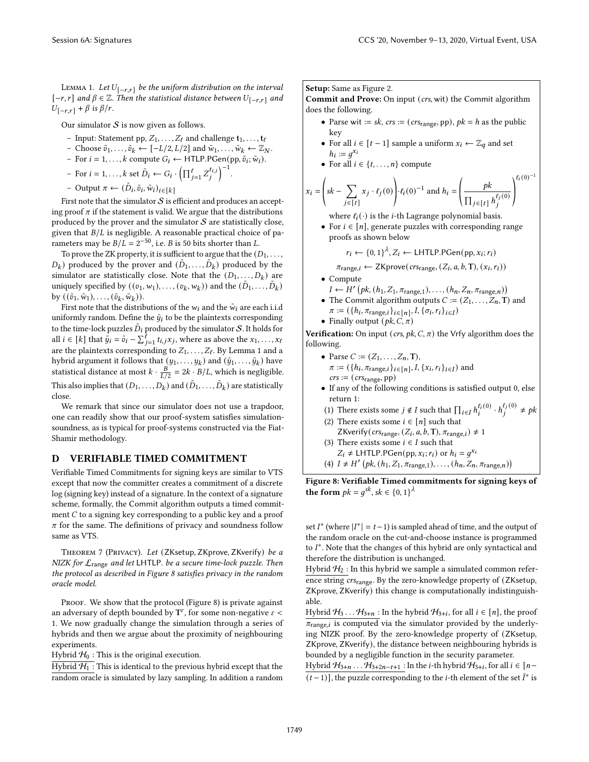Lemma 1. *Let $U_{[-r,r]}$ be the uniform distribution on the interval $[-r,r]$ and $\beta \in \mathbb{Z}$. Then the statistical distance between $U_{[-r,r]}$ and $U_{[-r,r]} + \beta$ is $\beta/r$.*

Our simulator $\mathcal{S}$ is now given as follows.

- Input: Statement pp, $Z_1, \ldots, Z_\ell$ and challenge $\mathbf{t}_1, \ldots, \mathbf{t}_\ell$
- Choose $\tilde{v}_1, \ldots, \tilde{v}_k \leftarrow [-L/2, L/2]$ and $\tilde{w}_1, \ldots, \tilde{w}_k \leftarrow \mathbb{Z}_N$.
- For $i = 1, \ldots, k$ compute $G_i \leftarrow \mathsf{HTLP.PGen}(\mathsf{pp}, \tilde{v}_i; \tilde{w}_i)$.
- For $i = 1, \ldots, k$ set $\tilde{D}_i \leftarrow G_i \cdot \left(\prod_{j=1}^{\ell} Z_j^{t_{i,j}}\right)^{-1}$.
- Output $\pi \leftarrow (\tilde{D}_i, \tilde{v}_i, \tilde{w}_i)_{i \in [k]}$

First note that the simulator $\mathcal{S}$ is efficient and produces an accepting proof $\pi$ if the statement is valid. We argue that the distributions produced by the prover and the simulator $\mathcal{S}$ are statistically close, given that $B/L$ is negligible. A reasonable practical choice of parameters may be $B/L = 2^{-50}$, i.e. $B$ is 50 bits shorter than $L$.

To prove the ZK property, it is sufficient to argue that the $(D_1, \ldots, D_k)$ produced by the prover and $(\tilde{D}_1, \ldots, \tilde{D}_k)$ produced by the simulator are statistically close. Note that the $(D_1, \ldots, D_k)$ are uniquely specified by $((v_1, w_1), \ldots, (v_k, w_k))$ and the $(\tilde{D}_1, \ldots, \tilde{D}_k)$ by $((\tilde{v}_1, \tilde{w}_1), \ldots, (\tilde{v}_k, \tilde{w}_k))$.

First note that the distributions of the $w_i$ and the $\tilde{w}_i$ are each i.i.d uniformly random. Define the $\tilde{y}_i$ to be the plaintexts corresponding to the time-lock puzzles $\tilde{D}_i$ produced by the simulator $\mathcal{S}$. It holds for all $i \in [k]$ that $\tilde{y}_i = \tilde{v}_i - \sum_{j=1}^{\ell} t_{i,j} x_j$, where as above the $x_1, \ldots, x_\ell$ are the plaintexts corresponding to $Z_1, \ldots, Z_\ell$. By Lemma 1 and a hybrid argument it follows that $(y_1, \ldots, y_k)$ and $(\tilde{y}_1, \ldots, \tilde{y}_k)$ have statistical distance at most $k \cdot \frac{B}{L/2} = 2k \cdot B/L$, which is negligible. This also implies that $(D_1, \ldots, D_k)$ and $(\tilde{D}_1, \ldots, \tilde{D}_k)$ are statistically close.

We remark that since our simulator does not use a trapdoor, one can readily show that our proof-system satisfies simulation-soundness, as is typical for proof-systems constructed via the Fiat-Shamir methodology.

# D VERIFIABLE TIMED COMMITMENT

Verifiable Timed Commitments for signing keys are similar to VTS except that now the committer creates a commitment of a discrete log (signing key) instead of a signature. In the context of a signature scheme, formally, the Commit algorithm outputs a timed commitment $C$ to a signing key corresponding to a public key and a proof $\pi$ for the same. The definitions of privacy and soundness follow same as VTS.

Theorem 7 (Privacy). *Let* (ZKsetup, ZKprove, ZKverify) *be a NIZK for $\mathcal{L}_{\mathsf{range}}$ and let* LHTLP. *be a secure time-lock puzzle. Then the protocol as described in Figure 8 satisfies privacy in the random oracle model.*

Proof. We show that the protocol (Figure 8) is private against an adversary of depth bounded by $\mathbf{T}^\varepsilon$, for some non-negative $\varepsilon < 1$. We now gradually change the simulation through a series of hybrids and then we argue about the proximity of neighbouring experiments.

Hybrid $\mathcal{H}_0$ : This is the original execution.

Hybrid $\mathcal{H}_1$ : This is identical to the previous hybrid except that the random oracle is simulated by lazy sampling. In addition a random set $I^*$ (where $|I^*| = t-1$) is sampled ahead of time, and the output of the random oracle on the cut-and-choose instance is programmed to $I^*$. Note that the changes of this hybrid are only syntactical and therefore the distribution is unchanged.

Hybrid $\mathcal{H}_2$ : In this hybrid we sample a simulated common reference string $crs_{\mathsf{range}}$. By the zero-knowledge property of (ZKsetup, ZKprove, ZKverify) this change is computationally indistinguishable.

Hybrid $\mathcal{H}_3 \ldots \mathcal{H}_{3+n}$ : In the hybrid $\mathcal{H}_{3+i}$, for all $i \in [n]$, the proof $\pi_{\mathsf{range},i}$ is computed via the simulator provided by the underlying NIZK proof. By the zero-knowledge property of (ZKsetup, ZKprove, ZKverify), the distance between neighbouring hybrids is bounded by a negligible function in the security parameter.

Hybrid $\mathcal{H}_{3+n} \ldots \mathcal{H}_{3+2n-t+1}$ : In the $i$-th hybrid $\mathcal{H}_{3+i}$, for all $i \in [n-(t-1)]$, the puzzle corresponding to the $i$-th element of the set $\bar{I}^*$ is

---

**Setup:** Same as Figure 2.

**Commit and Prove:** On input $(crs, \mathsf{wit})$ the Commit algorithm does the following.

- Parse $\mathsf{wit} := sk$, $crs := (crs_{\mathsf{range}}, \mathsf{pp})$, $pk = h$ as the public key
- For all $i \in [t-1]$ sample a uniform $x_i \leftarrow \mathbb{Z}_q$ and set $h_i := g^{x_i}$
- For all $i \in \{t, \ldots, n\}$ compute

$$x_i = \left(sk - \sum_{j \in [t]} x_j \cdot \ell_j(0)\right) \cdot \ell_i(0)^{-1} \text{ and } h_i = \left(\frac{pk}{\prod_{j \in [t]} h_j^{\ell_j(0)}}\right)^{\ell_i(0)^{-1}}$$

where $\ell_i(\cdot)$ is the $i$-th Lagrange polynomial basis.
- For $i \in [n]$, generate puzzles with corresponding range proofs as shown below

$$r_i \leftarrow \{0,1\}^\lambda, Z_i \leftarrow \mathsf{LHTLP.PGen}(\mathsf{pp}, x_i; r_i)$$

$$\pi_{\mathsf{range},i} \leftarrow \mathsf{ZKprove}(crs_{\mathsf{range}}, (Z_i, a, b, \mathbf{T}), (x_i, r_i))$$

- Compute $I \leftarrow H'\left(pk, (h_1, Z_1, \pi_{\mathsf{range},1}), \ldots, (h_n, Z_n, \pi_{\mathsf{range},n})\right)$
- The Commit algorithm outputs $C := (Z_1, \ldots, Z_n, \mathbf{T})$ and $\pi := (\{h_i, \pi_{\mathsf{range},i}\}_{i \in [n]}, I, \{\sigma_i, r_i\}_{i \in I})$
- Finally output $(pk, C, \pi)$

**Verification:** On input $(crs, pk, C, \pi)$ the Vrfy algorithm does the following.

- Parse $C := (Z_1, \ldots, Z_n, \mathbf{T})$, $\pi := (\{h_i, \pi_{\mathsf{range},i}\}_{i \in [n]}, I, \{x_i, r_i\}_{i \in I})$ and $crs := (crs_{\mathsf{range}}, \mathsf{pp})$
- If any of the following conditions is satisfied output 0, else return 1:
  (1) There exists some $j \notin I$ such that $\prod_{i \in I} h_i^{\ell_i(0)} \cdot h_j^{\ell_j(0)} \neq pk$
  (2) There exists some $i \in [n]$ such that $\mathsf{ZKverify}(crs_{\mathsf{range}}, (Z_i, a, b, \mathbf{T}), \pi_{\mathsf{range},i}) \neq 1$
  (3) There exists some $i \in I$ such that $Z_i \neq \mathsf{LHTLP.PGen}(\mathsf{pp}, x_i; r_i)$ or $h_i = g^{x_i}$
  (4) $I \neq H'\left(pk, (h_1, Z_1, \pi_{\mathsf{range},1}), \ldots, (h_n, Z_n, \pi_{\mathsf{range},n})\right)$

**Figure 8: Verifiable Timed commitments for signing keys of the form $pk = g^{sk}$, $sk \in \{0,1\}^\lambda$**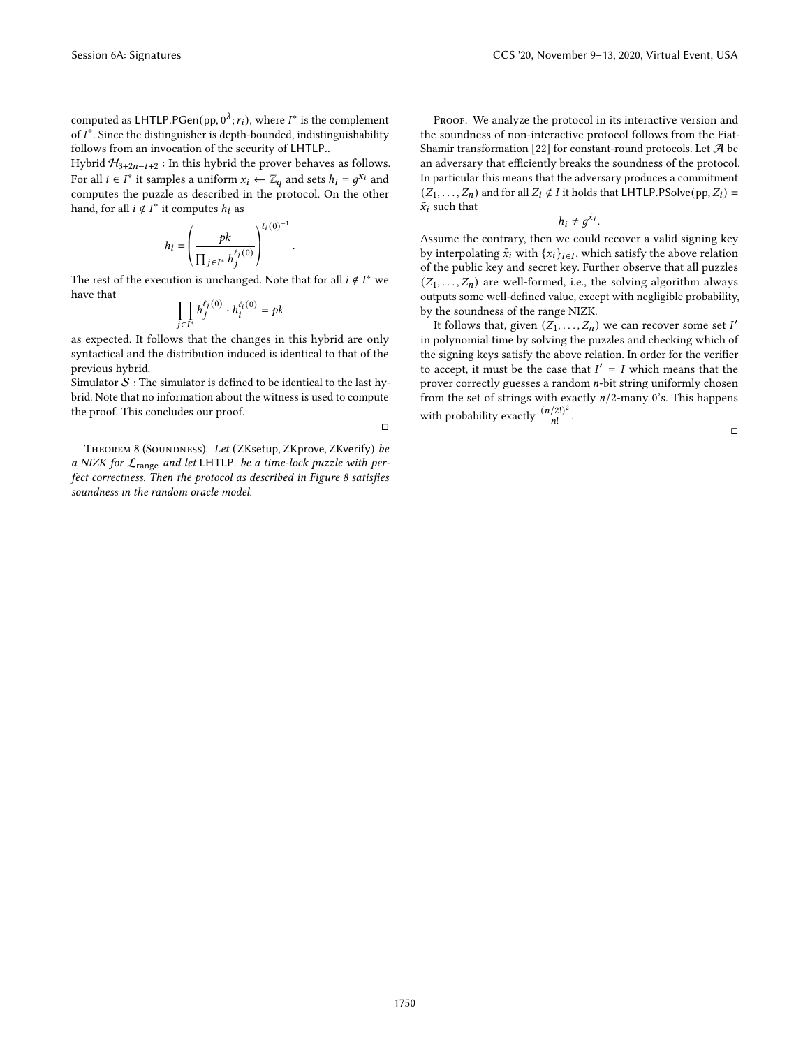computed as LHTLP.PGen(pp, $0^\lambda$; $r_i$), where $\bar{I}^*$ is the complement of $I^*$. Since the distinguisher is depth-bounded, indistinguishability follows from an invocation of the security of LHTLP..

Hybrid $\mathcal{H}_{3+2n-t+2}$ : In this hybrid the prover behaves as follows. For all $i \in I^*$ it samples a uniform $x_i \leftarrow \mathbb{Z}_q$ and sets $h_i = g^{x_i}$ and computes the puzzle as described in the protocol. On the other hand, for all $i \notin I^*$ it computes $h_i$ as

$$h_i = \left( \frac{pk}{\prod_{j \in I^*} h_j^{\ell_j(0)}} \right)^{\ell_i(0)^{-1}}.$$

The rest of the execution is unchanged. Note that for all $i \notin I^*$ we have that

$$\prod_{j \in I^*} h_j^{\ell_j(0)} \cdot h_i^{\ell_i(0)} = pk$$

as expected. It follows that the changes in this hybrid are only syntactical and the distribution induced is identical to that of the previous hybrid.

Simulator $\mathcal{S}$ : The simulator is defined to be identical to the last hybrid. Note that no information about the witness is used to compute the proof. This concludes our proof.

□

Theorem 8 (Soundness). *Let* (ZKsetup, ZKprove, ZKverify) *be a NIZK for* $\mathcal{L}_{\text{range}}$ *and let* LHTLP. *be a time-lock puzzle with perfect correctness. Then the protocol as described in Figure 8 satisfies soundness in the random oracle model.*

Proof. We analyze the protocol in its interactive version and the soundness of non-interactive protocol follows from the Fiat-Shamir transformation [22] for constant-round protocols. Let $\mathcal{A}$ be an adversary that efficiently breaks the soundness of the protocol. In particular this means that the adversary produces a commitment $(Z_1, \dots, Z_n)$ and for all $Z_i \notin I$ it holds that LHTLP.PSolve(pp, $Z_i$) = $\tilde{x}_i$ such that

$$h_i \neq g^{\tilde{x}_i}.$$

Assume the contrary, then we could recover a valid signing key by interpolating $\tilde{x}_i$ with $\{x_i\}_{i \in I}$, which satisfy the above relation of the public key and secret key. Further observe that all puzzles $(Z_1, \dots, Z_n)$ are well-formed, i.e., the solving algorithm always outputs some well-defined value, except with negligible probability, by the soundness of the range NIZK.

It follows that, given $(Z_1, \dots, Z_n)$ we can recover some set $I'$ in polynomial time by solving the puzzles and checking which of the signing keys satisfy the above relation. In order for the verifier to accept, it must be the case that $I' = I$ which means that the prover correctly guesses a random $n$-bit string uniformly chosen from the set of strings with exactly $n/2$-many 0's. This happens with probability exactly $\frac{(n/2!)^2}{n!}$.

□